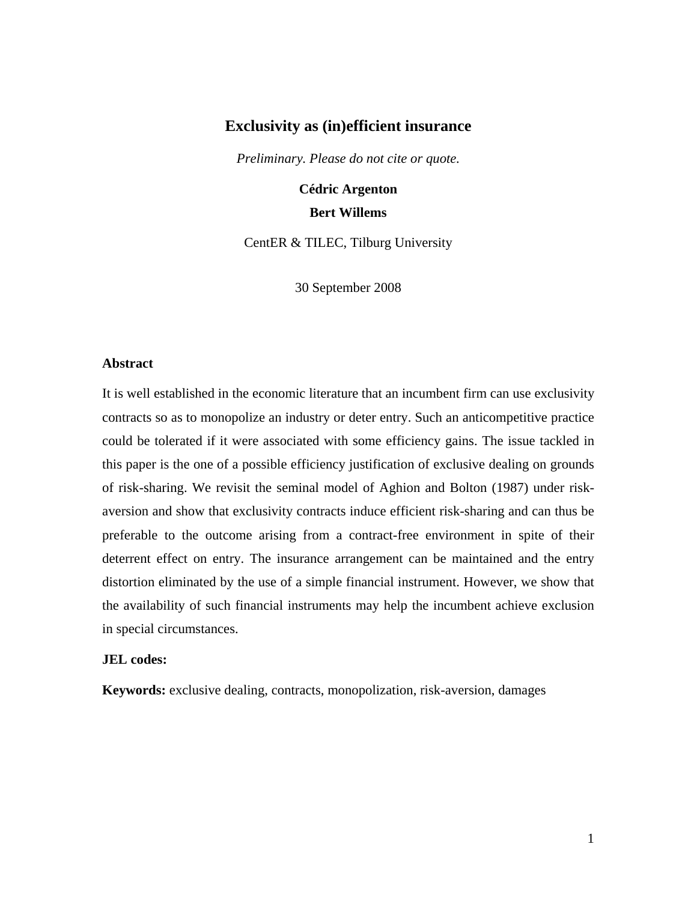# Exclusivity as (in)efficient insurance

*Preliminary. Please do not cite or quote.*

**Cédric Argenton**

**Bert Willems**

CentER & TILEC, Tilburg University

30 September 2008

### Abstract

It is well established in the economic literature that an incumbent firm can use exclusivity contracts so as to monopolize an industry or deter entry. Such an anticompetitive practice could be tolerated if it were associated with some efficiency gains. The issue tackled in this paper is the one of a possible efficiency justification of exclusive dealing on grounds of risk-sharing. We revisit the seminal model of Aghion and Bolton (1987) under risk-aversion and show that exclusivity contracts induce efficient risk-sharing and can thus be preferable to the outcome arising from a contract-free environment in spite of their deterrent effect on entry. The insurance arrangement can be maintained and the entry distortion eliminated by the use of a simple financial instrument. However, we show that the availability of such financial instruments may help the incumbent achieve exclusion in special circumstances.

**JEL codes:**

**Keywords:** exclusive dealing, contracts, monopolization, risk-aversion, damages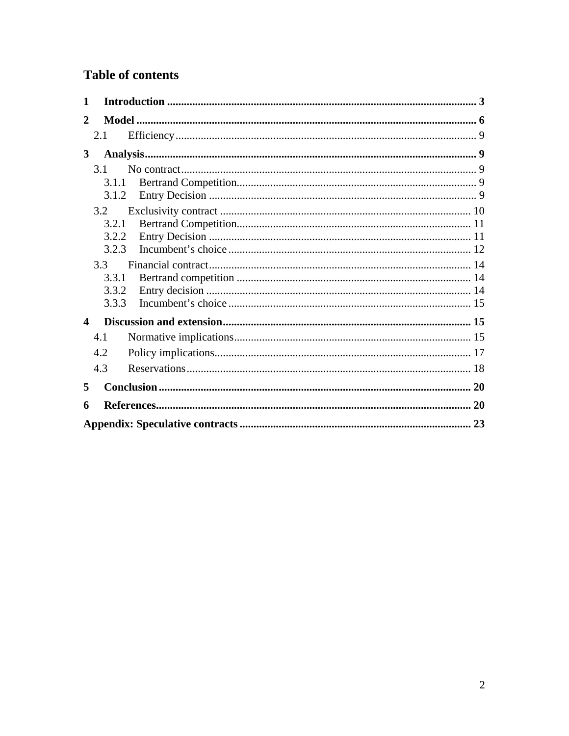# Table of contents

1 Introduction ..... 3

2 Model ..... 6

- 2.1 Efficiency ..... 9

3 Analysis ..... 9

- 3.1 No contract ..... 9
  - 3.1.1 Bertrand Competition ..... 9
  - 3.1.2 Entry Decision ..... 9
- 3.2 Exclusivity contract ..... 10
  - 3.2.1 Bertrand Competition ..... 11
  - 3.2.2 Entry Decision ..... 11
  - 3.2.3 Incumbent's choice ..... 12
- 3.3 Financial contract ..... 14
  - 3.3.1 Bertrand competition ..... 14
  - 3.3.2 Entry decision ..... 14
  - 3.3.3 Incumbent's choice ..... 15

4 Discussion and extension ..... 15

- 4.1 Normative implications ..... 15
- 4.2 Policy implications ..... 17
- 4.3 Reservations ..... 18

5 Conclusion ..... 20

6 References ..... 20

Appendix: Speculative contracts ..... 23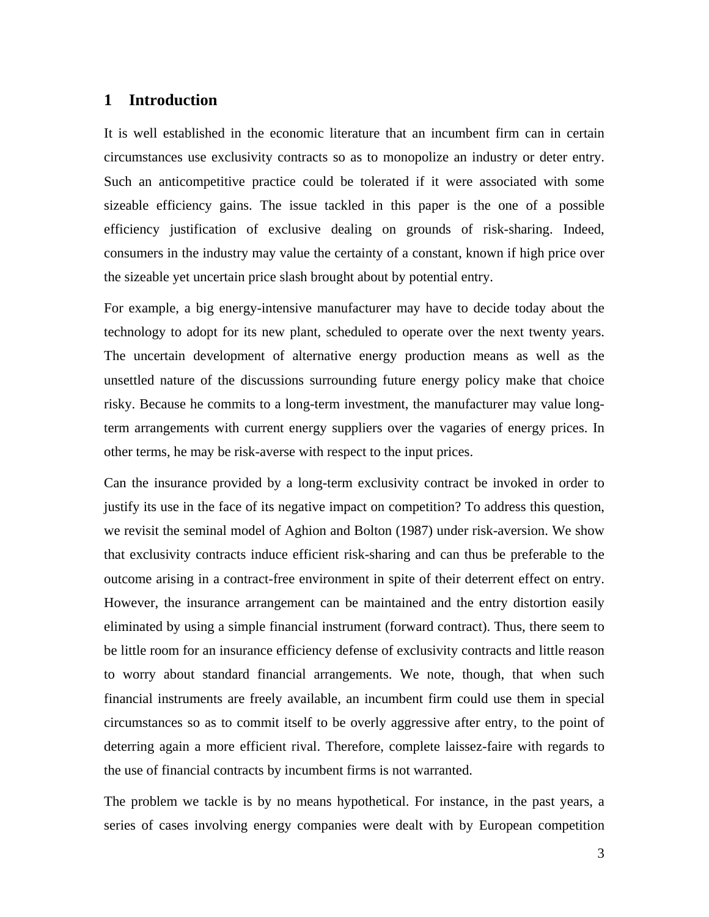## 1 Introduction

It is well established in the economic literature that an incumbent firm can in certain circumstances use exclusivity contracts so as to monopolize an industry or deter entry. Such an anticompetitive practice could be tolerated if it were associated with some sizeable efficiency gains. The issue tackled in this paper is the one of a possible efficiency justification of exclusive dealing on grounds of risk-sharing. Indeed, consumers in the industry may value the certainty of a constant, known if high price over the sizeable yet uncertain price slash brought about by potential entry.

For example, a big energy-intensive manufacturer may have to decide today about the technology to adopt for its new plant, scheduled to operate over the next twenty years. The uncertain development of alternative energy production means as well as the unsettled nature of the discussions surrounding future energy policy make that choice risky. Because he commits to a long-term investment, the manufacturer may value long-term arrangements with current energy suppliers over the vagaries of energy prices. In other terms, he may be risk-averse with respect to the input prices.

Can the insurance provided by a long-term exclusivity contract be invoked in order to justify its use in the face of its negative impact on competition? To address this question, we revisit the seminal model of Aghion and Bolton (1987) under risk-aversion. We show that exclusivity contracts induce efficient risk-sharing and can thus be preferable to the outcome arising in a contract-free environment in spite of their deterrent effect on entry. However, the insurance arrangement can be maintained and the entry distortion easily eliminated by using a simple financial instrument (forward contract). Thus, there seem to be little room for an insurance efficiency defense of exclusivity contracts and little reason to worry about standard financial arrangements. We note, though, that when such financial instruments are freely available, an incumbent firm could use them in special circumstances so as to commit itself to be overly aggressive after entry, to the point of deterring again a more efficient rival. Therefore, complete laissez-faire with regards to the use of financial contracts by incumbent firms is not warranted.

The problem we tackle is by no means hypothetical. For instance, in the past years, a series of cases involving energy companies were dealt with by European competition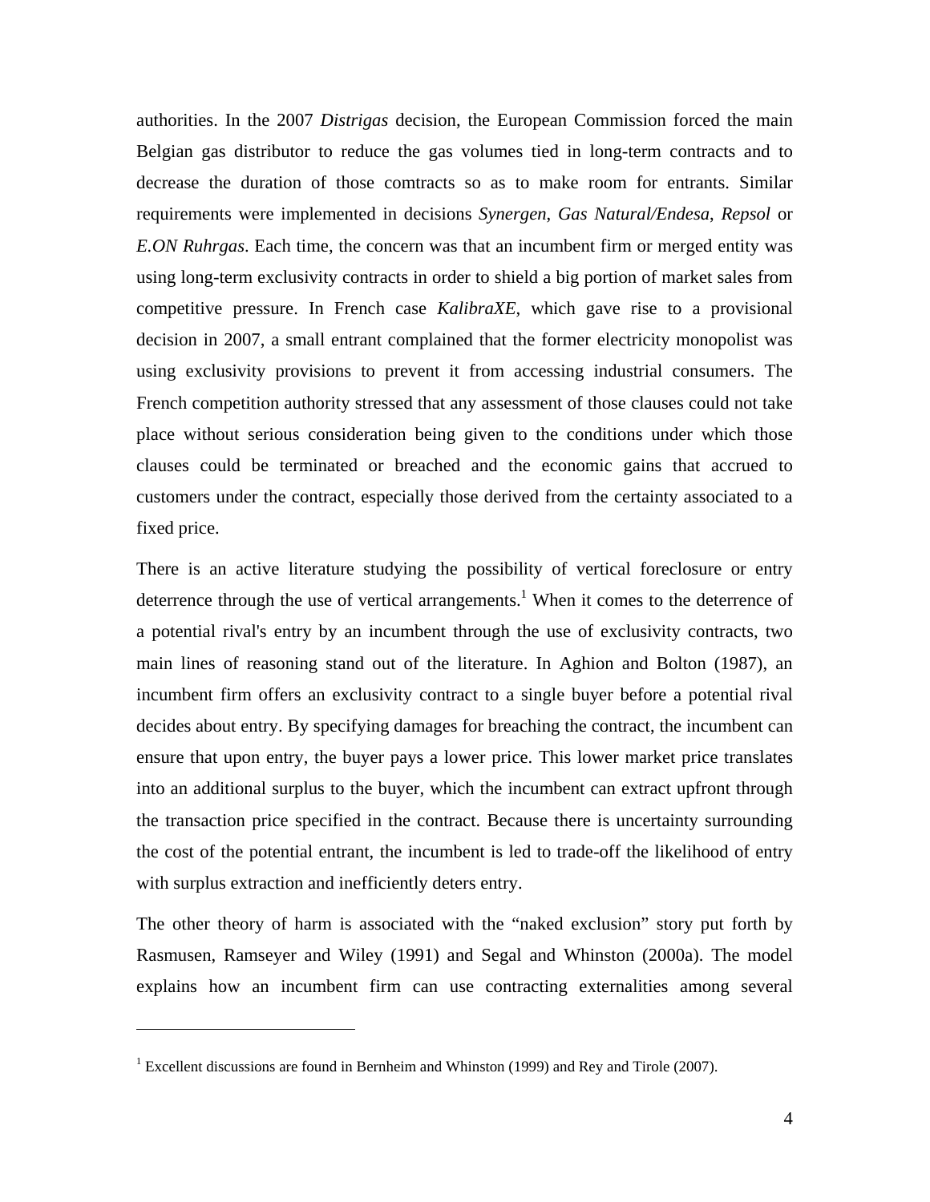authorities. In the 2007 *Distrigas* decision, the European Commission forced the main Belgian gas distributor to reduce the gas volumes tied in long-term contracts and to decrease the duration of those comtracts so as to make room for entrants. Similar requirements were implemented in decisions *Synergen*, *Gas Natural/Endesa*, *Repsol* or *E.ON Ruhrgas*. Each time, the concern was that an incumbent firm or merged entity was using long-term exclusivity contracts in order to shield a big portion of market sales from competitive pressure. In French case *KalibraXE*, which gave rise to a provisional decision in 2007, a small entrant complained that the former electricity monopolist was using exclusivity provisions to prevent it from accessing industrial consumers. The French competition authority stressed that any assessment of those clauses could not take place without serious consideration being given to the conditions under which those clauses could be terminated or breached and the economic gains that accrued to customers under the contract, especially those derived from the certainty associated to a fixed price.

There is an active literature studying the possibility of vertical foreclosure or entry deterrence through the use of vertical arrangements.[1] When it comes to the deterrence of a potential rival's entry by an incumbent through the use of exclusivity contracts, two main lines of reasoning stand out of the literature. In Aghion and Bolton (1987), an incumbent firm offers an exclusivity contract to a single buyer before a potential rival decides about entry. By specifying damages for breaching the contract, the incumbent can ensure that upon entry, the buyer pays a lower price. This lower market price translates into an additional surplus to the buyer, which the incumbent can extract upfront through the transaction price specified in the contract. Because there is uncertainty surrounding the cost of the potential entrant, the incumbent is led to trade-off the likelihood of entry with surplus extraction and inefficiently deters entry.

The other theory of harm is associated with the "naked exclusion" story put forth by Rasmusen, Ramseyer and Wiley (1991) and Segal and Whinston (2000a). The model explains how an incumbent firm can use contracting externalities among several

---

[1] Excellent discussions are found in Bernheim and Whinston (1999) and Rey and Tirole (2007).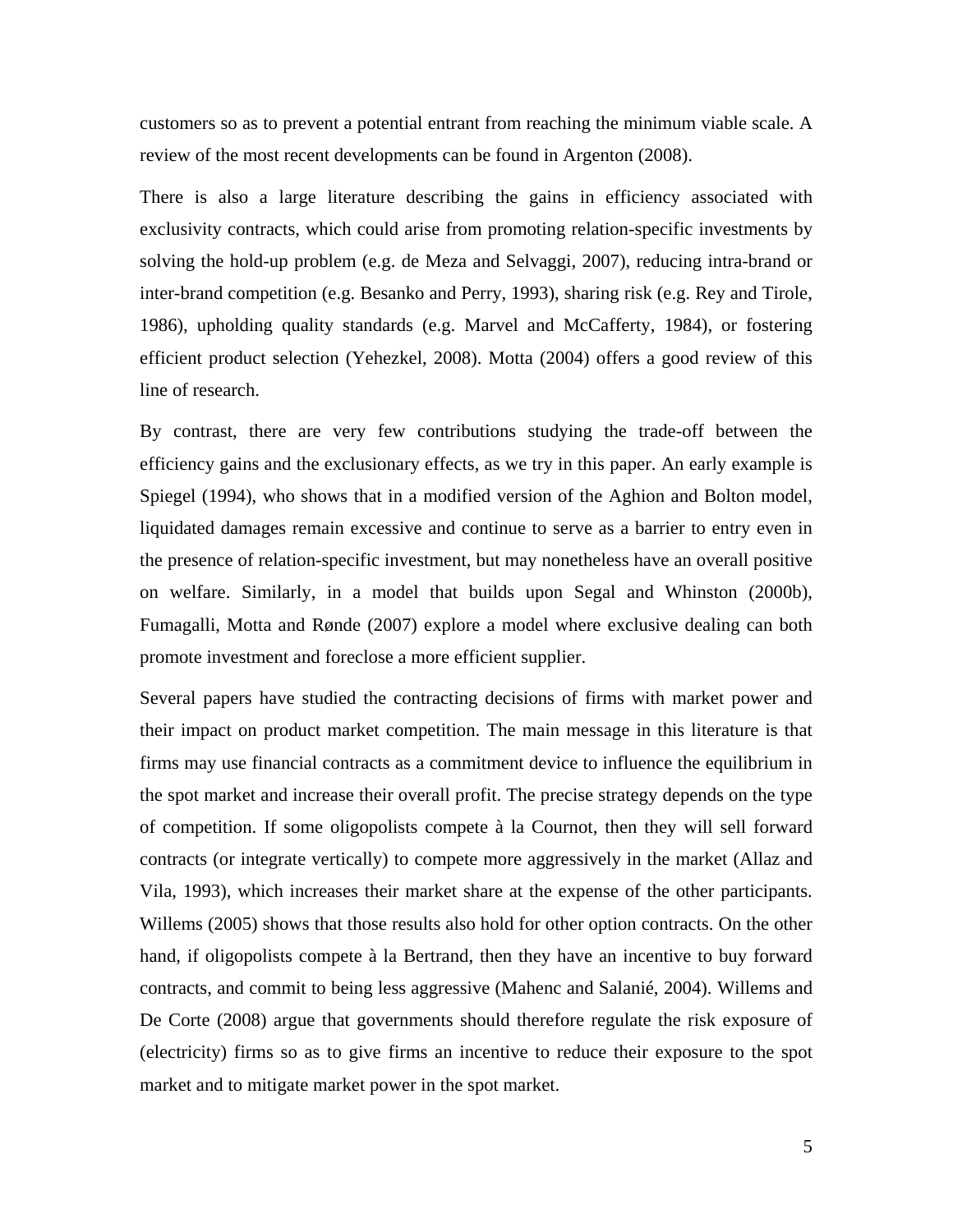customers so as to prevent a potential entrant from reaching the minimum viable scale. A review of the most recent developments can be found in Argenton (2008).

There is also a large literature describing the gains in efficiency associated with exclusivity contracts, which could arise from promoting relation-specific investments by solving the hold-up problem (e.g. de Meza and Selvaggi, 2007), reducing intra-brand or inter-brand competition (e.g. Besanko and Perry, 1993), sharing risk (e.g. Rey and Tirole, 1986), upholding quality standards (e.g. Marvel and McCafferty, 1984), or fostering efficient product selection (Yehezkel, 2008). Motta (2004) offers a good review of this line of research.

By contrast, there are very few contributions studying the trade-off between the efficiency gains and the exclusionary effects, as we try in this paper. An early example is Spiegel (1994), who shows that in a modified version of the Aghion and Bolton model, liquidated damages remain excessive and continue to serve as a barrier to entry even in the presence of relation-specific investment, but may nonetheless have an overall positive on welfare. Similarly, in a model that builds upon Segal and Whinston (2000b), Fumagalli, Motta and Rønde (2007) explore a model where exclusive dealing can both promote investment and foreclose a more efficient supplier.

Several papers have studied the contracting decisions of firms with market power and their impact on product market competition. The main message in this literature is that firms may use financial contracts as a commitment device to influence the equilibrium in the spot market and increase their overall profit. The precise strategy depends on the type of competition. If some oligopolists compete à la Cournot, then they will sell forward contracts (or integrate vertically) to compete more aggressively in the market (Allaz and Vila, 1993), which increases their market share at the expense of the other participants. Willems (2005) shows that those results also hold for other option contracts. On the other hand, if oligopolists compete à la Bertrand, then they have an incentive to buy forward contracts, and commit to being less aggressive (Mahenc and Salanié, 2004). Willems and De Corte (2008) argue that governments should therefore regulate the risk exposure of (electricity) firms so as to give firms an incentive to reduce their exposure to the spot market and to mitigate market power in the spot market.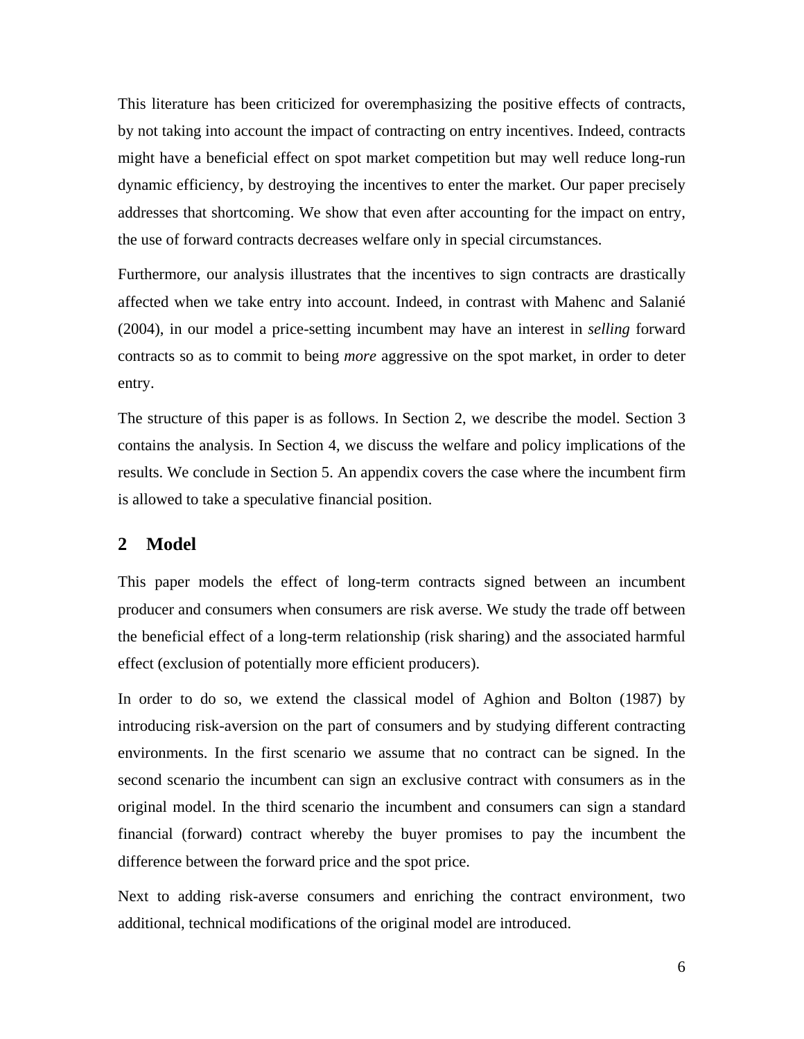This literature has been criticized for overemphasizing the positive effects of contracts, by not taking into account the impact of contracting on entry incentives. Indeed, contracts might have a beneficial effect on spot market competition but may well reduce long-run dynamic efficiency, by destroying the incentives to enter the market. Our paper precisely addresses that shortcoming. We show that even after accounting for the impact on entry, the use of forward contracts decreases welfare only in special circumstances.

Furthermore, our analysis illustrates that the incentives to sign contracts are drastically affected when we take entry into account. Indeed, in contrast with Mahenc and Salanié (2004), in our model a price-setting incumbent may have an interest in *selling* forward contracts so as to commit to being *more* aggressive on the spot market, in order to deter entry.

The structure of this paper is as follows. In Section 2, we describe the model. Section 3 contains the analysis. In Section 4, we discuss the welfare and policy implications of the results. We conclude in Section 5. An appendix covers the case where the incumbent firm is allowed to take a speculative financial position.

## 2 Model

This paper models the effect of long-term contracts signed between an incumbent producer and consumers when consumers are risk averse. We study the trade off between the beneficial effect of a long-term relationship (risk sharing) and the associated harmful effect (exclusion of potentially more efficient producers).

In order to do so, we extend the classical model of Aghion and Bolton (1987) by introducing risk-aversion on the part of consumers and by studying different contracting environments. In the first scenario we assume that no contract can be signed. In the second scenario the incumbent can sign an exclusive contract with consumers as in the original model. In the third scenario the incumbent and consumers can sign a standard financial (forward) contract whereby the buyer promises to pay the incumbent the difference between the forward price and the spot price.

Next to adding risk-averse consumers and enriching the contract environment, two additional, technical modifications of the original model are introduced.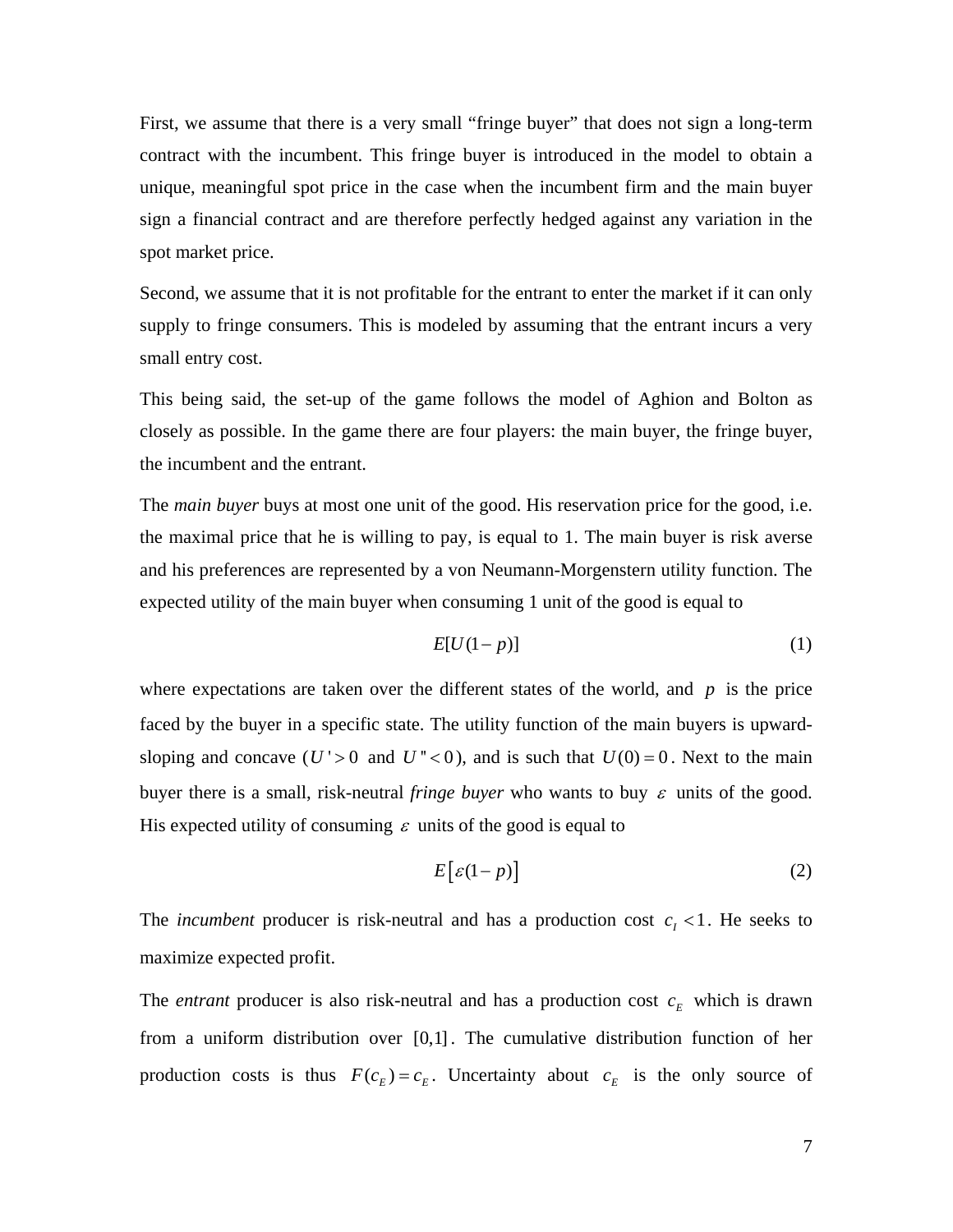First, we assume that there is a very small "fringe buyer" that does not sign a long-term contract with the incumbent. This fringe buyer is introduced in the model to obtain a unique, meaningful spot price in the case when the incumbent firm and the main buyer sign a financial contract and are therefore perfectly hedged against any variation in the spot market price.

Second, we assume that it is not profitable for the entrant to enter the market if it can only supply to fringe consumers. This is modeled by assuming that the entrant incurs a very small entry cost.

This being said, the set-up of the game follows the model of Aghion and Bolton as closely as possible. In the game there are four players: the main buyer, the fringe buyer, the incumbent and the entrant.

The *main buyer* buys at most one unit of the good. His reservation price for the good, i.e. the maximal price that he is willing to pay, is equal to 1. The main buyer is risk averse and his preferences are represented by a von Neumann-Morgenstern utility function. The expected utility of the main buyer when consuming 1 unit of the good is equal to

$$E[U(1-p)] \tag{1}$$

where expectations are taken over the different states of the world, and $p$ is the price faced by the buyer in a specific state. The utility function of the main buyers is upward-sloping and concave ($U'>0$ and $U''<0$), and is such that $U(0)=0$. Next to the main buyer there is a small, risk-neutral *fringe buyer* who wants to buy $\varepsilon$ units of the good. His expected utility of consuming $\varepsilon$ units of the good is equal to

$$E\left[\varepsilon(1-p)\right] \tag{2}$$

The *incumbent* producer is risk-neutral and has a production cost $c_I < 1$. He seeks to maximize expected profit.

The *entrant* producer is also risk-neutral and has a production cost $c_E$ which is drawn from a uniform distribution over $[0,1]$. The cumulative distribution function of her production costs is thus $F(c_E) = c_E$. Uncertainty about $c_E$ is the only source of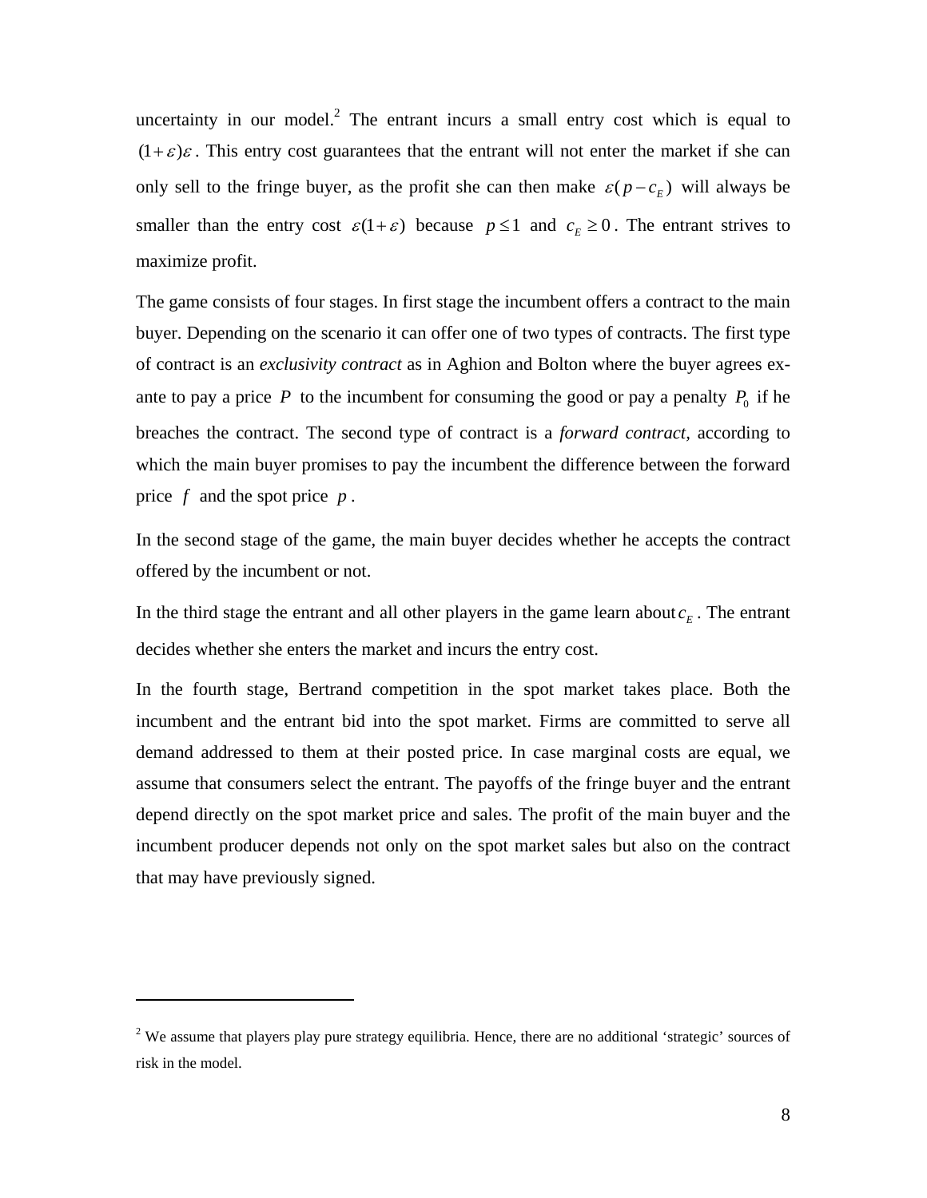uncertainty in our model.[2] The entrant incurs a small entry cost which is equal to $(1+\varepsilon)\varepsilon$. This entry cost guarantees that the entrant will not enter the market if she can only sell to the fringe buyer, as the profit she can then make $\varepsilon(p-c_E)$ will always be smaller than the entry cost $\varepsilon(1+\varepsilon)$ because $p \leq 1$ and $c_E \geq 0$. The entrant strives to maximize profit.

The game consists of four stages. In first stage the incumbent offers a contract to the main buyer. Depending on the scenario it can offer one of two types of contracts. The first type of contract is an *exclusivity contract* as in Aghion and Bolton where the buyer agrees ex-ante to pay a price $P$ to the incumbent for consuming the good or pay a penalty $P_0$ if he breaches the contract. The second type of contract is a *forward contract,* according to which the main buyer promises to pay the incumbent the difference between the forward price $f$ and the spot price $p$.

In the second stage of the game, the main buyer decides whether he accepts the contract offered by the incumbent or not.

In the third stage the entrant and all other players in the game learn about $c_E$. The entrant decides whether she enters the market and incurs the entry cost.

In the fourth stage, Bertrand competition in the spot market takes place. Both the incumbent and the entrant bid into the spot market. Firms are committed to serve all demand addressed to them at their posted price. In case marginal costs are equal, we assume that consumers select the entrant. The payoffs of the fringe buyer and the entrant depend directly on the spot market price and sales. The profit of the main buyer and the incumbent producer depends not only on the spot market sales but also on the contract that may have previously signed.

---

[2] We assume that players play pure strategy equilibria. Hence, there are no additional 'strategic' sources of risk in the model.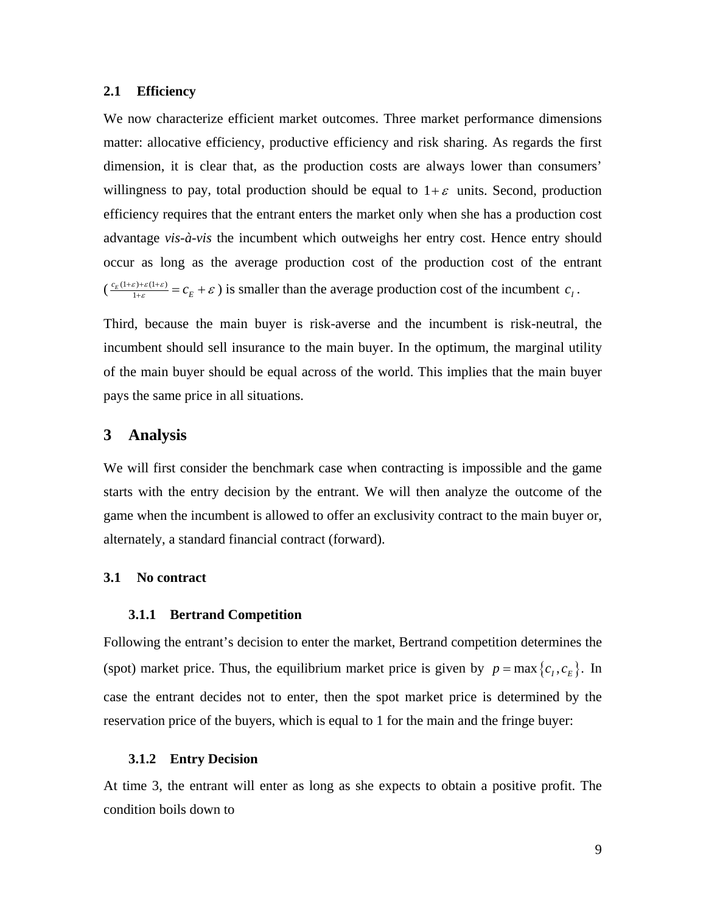### 2.1 Efficiency

We now characterize efficient market outcomes. Three market performance dimensions matter: allocative efficiency, productive efficiency and risk sharing. As regards the first dimension, it is clear that, as the production costs are always lower than consumers' willingness to pay, total production should be equal to $1+\varepsilon$ units. Second, production efficiency requires that the entrant enters the market only when she has a production cost advantage *vis-à-vis* the incumbent which outweighs her entry cost. Hence entry should occur as long as the average production cost of the production cost of the entrant ($\frac{c_E(1+\varepsilon)+\varepsilon(1+\varepsilon)}{1+\varepsilon} = c_E + \varepsilon$) is smaller than the average production cost of the incumbent $c_I$.

Third, because the main buyer is risk-averse and the incumbent is risk-neutral, the incumbent should sell insurance to the main buyer. In the optimum, the marginal utility of the main buyer should be equal across of the world. This implies that the main buyer pays the same price in all situations.

## 3 Analysis

We will first consider the benchmark case when contracting is impossible and the game starts with the entry decision by the entrant. We will then analyze the outcome of the game when the incumbent is allowed to offer an exclusivity contract to the main buyer or, alternately, a standard financial contract (forward).

### 3.1 No contract

#### 3.1.1 Bertrand Competition

Following the entrant's decision to enter the market, Bertrand competition determines the (spot) market price. Thus, the equilibrium market price is given by $p = \max\{c_I, c_E\}$. In case the entrant decides not to enter, then the spot market price is determined by the reservation price of the buyers, which is equal to 1 for the main and the fringe buyer:

#### 3.1.2 Entry Decision

At time 3, the entrant will enter as long as she expects to obtain a positive profit. The condition boils down to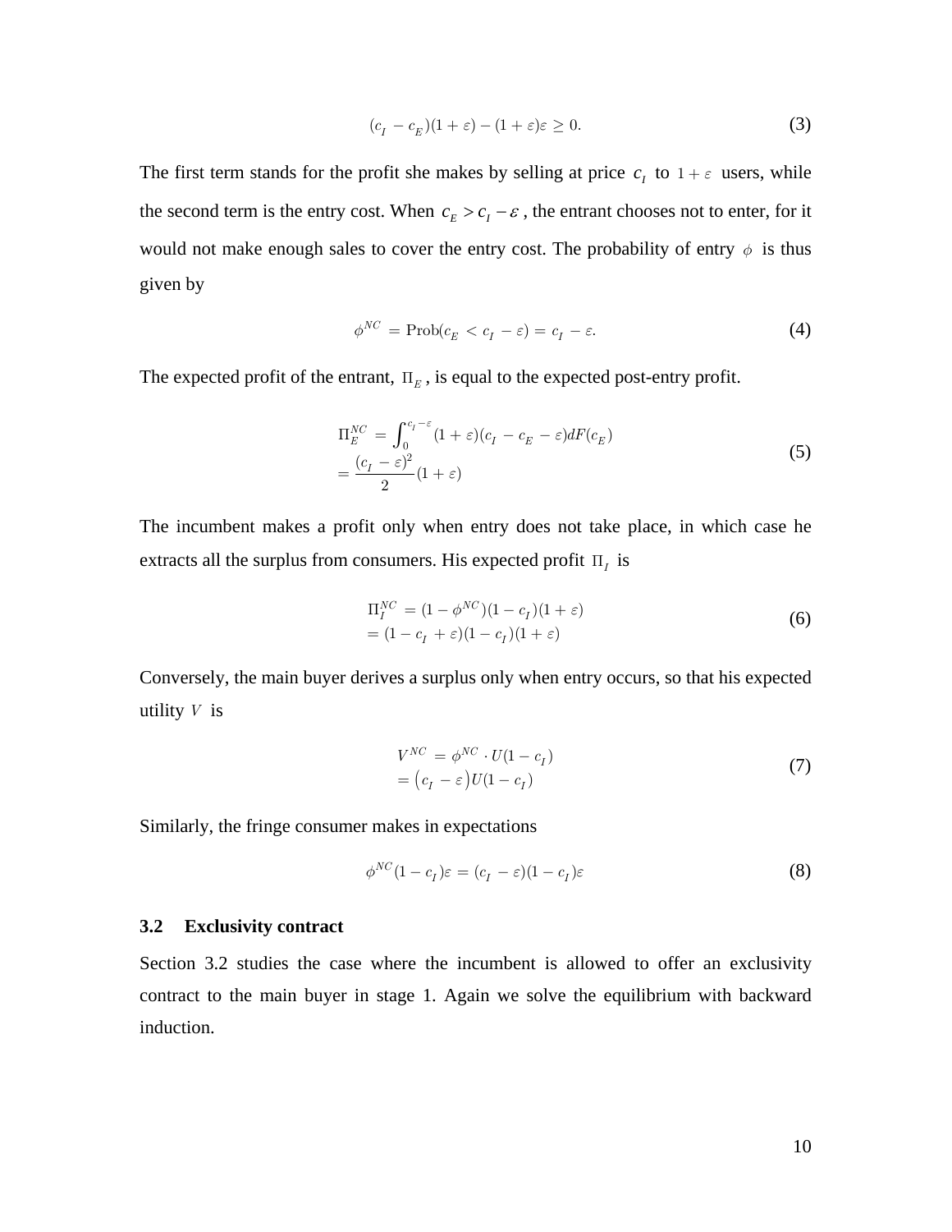$$(c_I - c_E)(1+\varepsilon) - (1+\varepsilon)\varepsilon \geq 0. \tag{3}$$

The first term stands for the profit she makes by selling at price $c_I$ to $1+\varepsilon$ users, while the second term is the entry cost. When $c_E > c_I - \varepsilon$, the entrant chooses not to enter, for it would not make enough sales to cover the entry cost. The probability of entry $\phi$ is thus given by

$$\phi^{NC} = \text{Prob}(c_E < c_I - \varepsilon) = c_I - \varepsilon. \tag{4}$$

The expected profit of the entrant, $\Pi_E$, is equal to the expected post-entry profit.

$$\begin{aligned}\Pi_E^{NC} &= \int_0^{c_I - \varepsilon} (1+\varepsilon)(c_I - c_E - \varepsilon) dF(c_E) \\ &= \frac{(c_I - \varepsilon)^2}{2}(1+\varepsilon)\end{aligned} \tag{5}$$

The incumbent makes a profit only when entry does not take place, in which case he extracts all the surplus from consumers. His expected profit $\Pi_I$ is

$$\begin{aligned}\Pi_I^{NC} &= (1-\phi^{NC})(1-c_I)(1+\varepsilon) \\ &= (1-c_I+\varepsilon)(1-c_I)(1+\varepsilon)\end{aligned} \tag{6}$$

Conversely, the main buyer derives a surplus only when entry occurs, so that his expected utility $V$ is

$$\begin{aligned}V^{NC} &= \phi^{NC} \cdot U(1-c_I) \\ &= \left(c_I - \varepsilon\right)U(1-c_I)\end{aligned} \tag{7}$$

Similarly, the fringe consumer makes in expectations

$$\phi^{NC}(1-c_I)\varepsilon = (c_I - \varepsilon)(1-c_I)\varepsilon \tag{8}$$

### 3.2 Exclusivity contract

Section 3.2 studies the case where the incumbent is allowed to offer an exclusivity contract to the main buyer in stage 1. Again we solve the equilibrium with backward induction.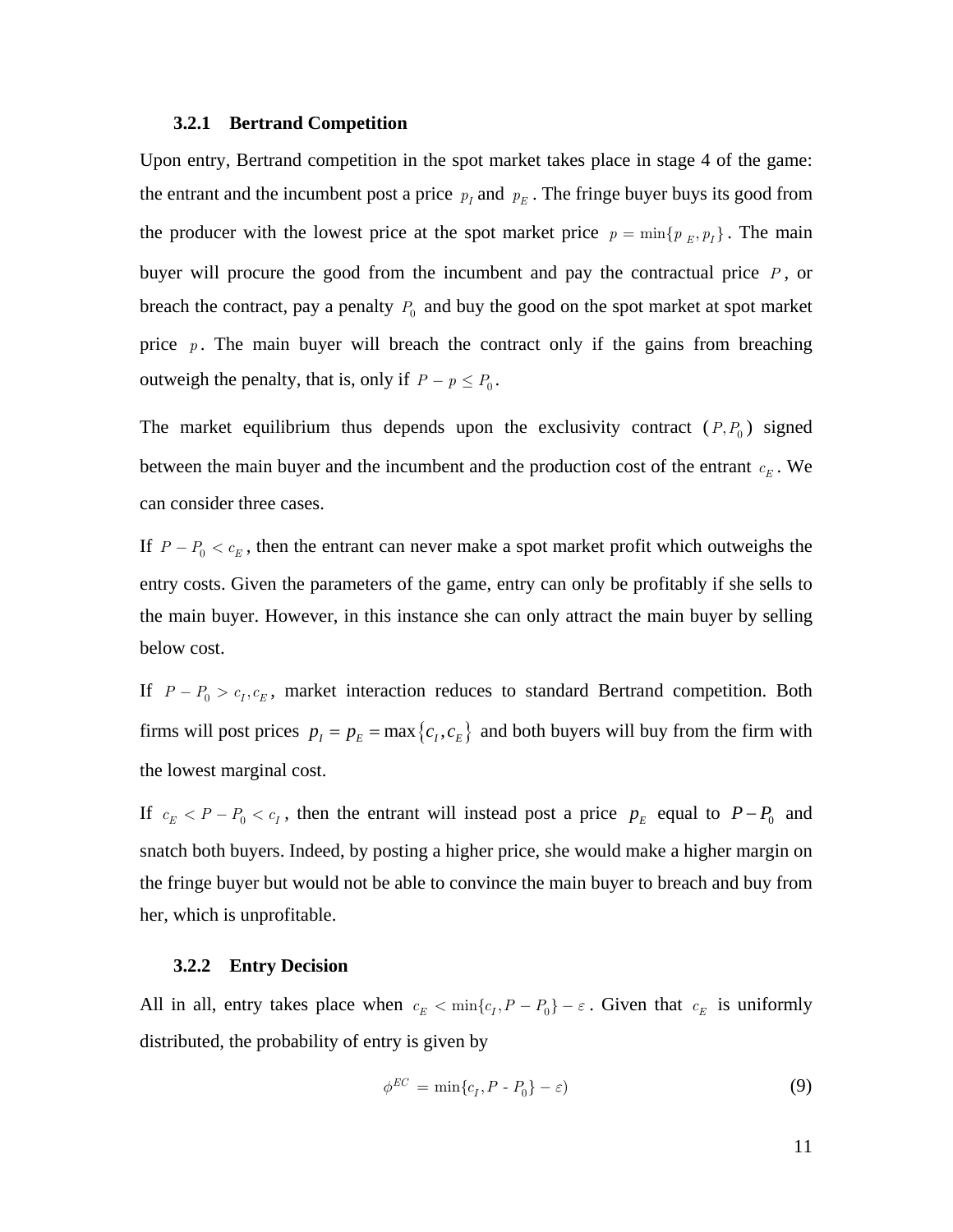### 3.2.1 Bertrand Competition

Upon entry, Bertrand competition in the spot market takes place in stage 4 of the game: the entrant and the incumbent post a price $p_I$ and $p_E$. The fringe buyer buys its good from the producer with the lowest price at the spot market price $p = \min\{p_E, p_I\}$. The main buyer will procure the good from the incumbent and pay the contractual price $P$, or breach the contract, pay a penalty $P_0$ and buy the good on the spot market at spot market price $p$. The main buyer will breach the contract only if the gains from breaching outweigh the penalty, that is, only if $P - p \leq P_0$.

The market equilibrium thus depends upon the exclusivity contract $(P, P_0)$ signed between the main buyer and the incumbent and the production cost of the entrant $c_E$. We can consider three cases.

If $P - P_0 < c_E$, then the entrant can never make a spot market profit which outweighs the entry costs. Given the parameters of the game, entry can only be profitably if she sells to the main buyer. However, in this instance she can only attract the main buyer by selling below cost.

If $P - P_0 > c_I, c_E$, market interaction reduces to standard Bertrand competition. Both firms will post prices $p_I = p_E = \max\{c_I, c_E\}$ and both buyers will buy from the firm with the lowest marginal cost.

If $c_E < P - P_0 < c_I$, then the entrant will instead post a price $p_E$ equal to $P - P_0$ and snatch both buyers. Indeed, by posting a higher price, she would make a higher margin on the fringe buyer but would not be able to convince the main buyer to breach and buy from her, which is unprofitable.

### 3.2.2 Entry Decision

All in all, entry takes place when $c_E < \min\{c_I, P - P_0\} - \varepsilon$. Given that $c_E$ is uniformly distributed, the probability of entry is given by

$$\phi^{EC} = \min\{c_I, P \text{ - } P_0\} - \varepsilon) \tag{9}$$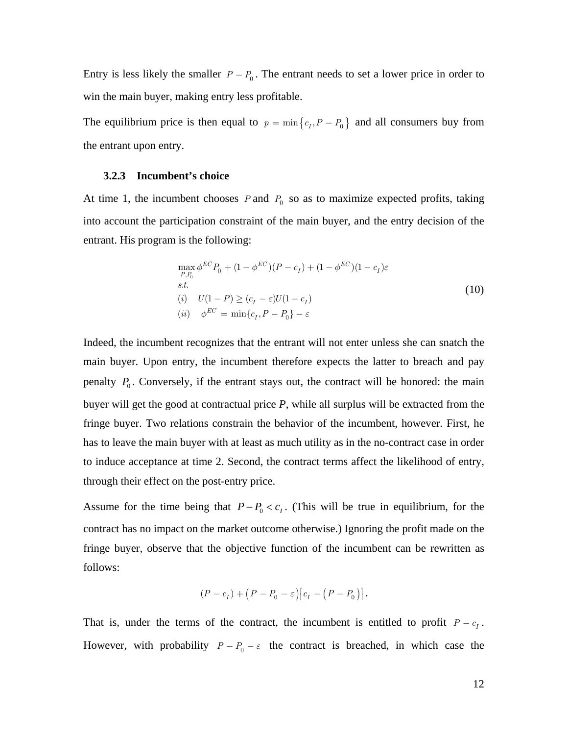Entry is less likely the smaller $P - P_0$. The entrant needs to set a lower price in order to win the main buyer, making entry less profitable.

The equilibrium price is then equal to $p = \min\{c_I, P - P_0\}$ and all consumers buy from the entrant upon entry.

### 3.2.3 Incumbent's choice

At time 1, the incumbent chooses $P$ and $P_0$ so as to maximize expected profits, taking into account the participation constraint of the main buyer, and the entry decision of the entrant. His program is the following:

$$
\begin{aligned}
&\max_{P,P_0} \phi^{EC} P_0 + (1-\phi^{EC})(P - c_I) + (1-\phi^{EC})(1-c_I)\varepsilon \\
&s.t. \\
&(i) \quad U(1-P) \geq (c_I - \varepsilon)U(1-c_I) \\
&(ii) \quad \phi^{EC} = \min\{c_I, P - P_0\} - \varepsilon
\end{aligned}
\tag{10}
$$

Indeed, the incumbent recognizes that the entrant will not enter unless she can snatch the main buyer. Upon entry, the incumbent therefore expects the latter to breach and pay penalty $P_0$. Conversely, if the entrant stays out, the contract will be honored: the main buyer will get the good at contractual price *P*, while all surplus will be extracted from the fringe buyer. Two relations constrain the behavior of the incumbent, however. First, he has to leave the main buyer with at least as much utility as in the no-contract case in order to induce acceptance at time 2. Second, the contract terms affect the likelihood of entry, through their effect on the post-entry price.

Assume for the time being that $P - P_0 < c_I$. (This will be true in equilibrium, for the contract has no impact on the market outcome otherwise.) Ignoring the profit made on the fringe buyer, observe that the objective function of the incumbent can be rewritten as follows:

$$
(P - c_I) + \left(P - P_0 - \varepsilon\right)\left[c_I - \left(P - P_0\right)\right].
$$

That is, under the terms of the contract, the incumbent is entitled to profit $P - c_I$. However, with probability $P - P_0 - \varepsilon$ the contract is breached, in which case the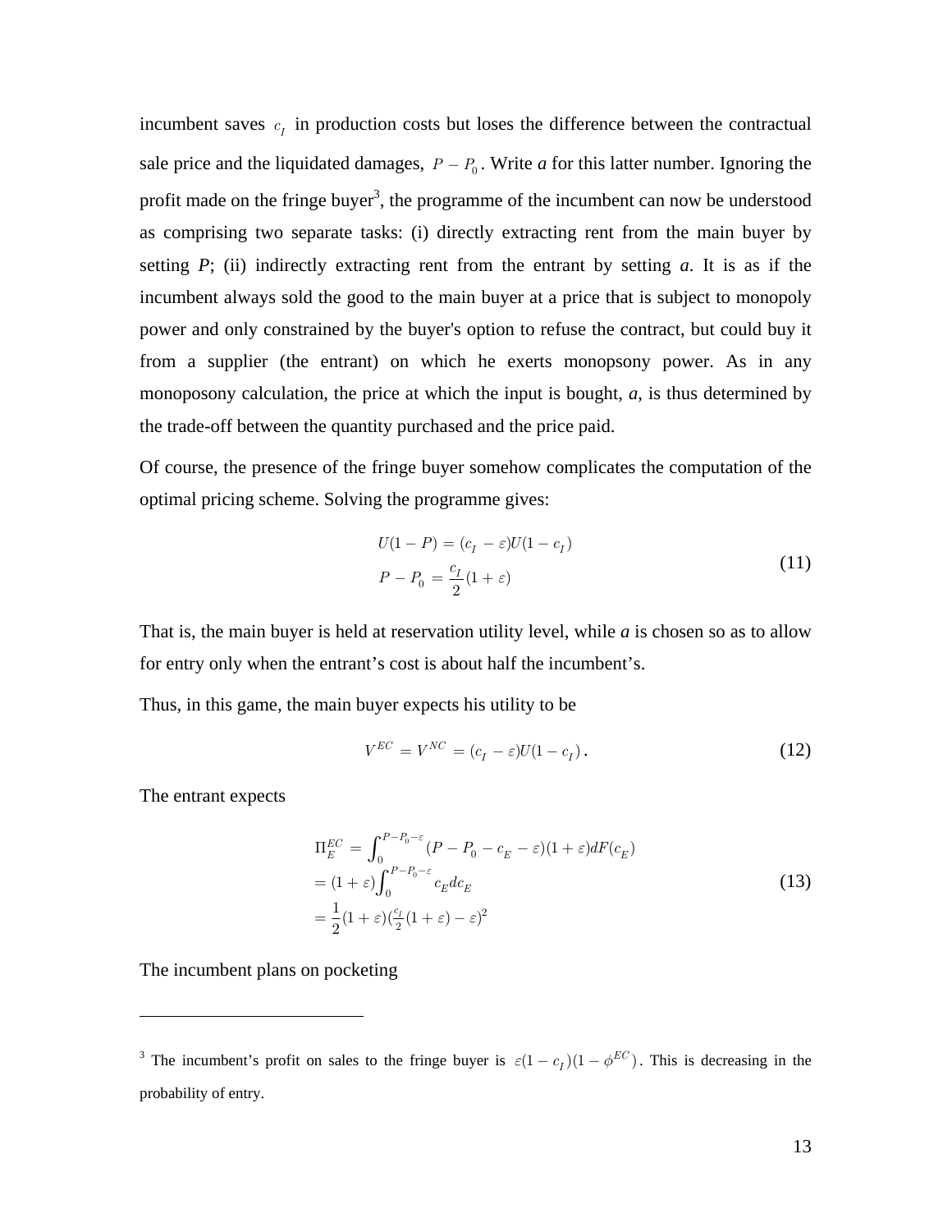incumbent saves $c_I$ in production costs but loses the difference between the contractual sale price and the liquidated damages, $P - P_0$. Write *a* for this latter number. Ignoring the profit made on the fringe buyer[3], the programme of the incumbent can now be understood as comprising two separate tasks: (i) directly extracting rent from the main buyer by setting *P*; (ii) indirectly extracting rent from the entrant by setting *a*. It is as if the incumbent always sold the good to the main buyer at a price that is subject to monopoly power and only constrained by the buyer's option to refuse the contract, but could buy it from a supplier (the entrant) on which he exerts monopsony power. As in any monoposony calculation, the price at which the input is bought, *a*, is thus determined by the trade-off between the quantity purchased and the price paid.

Of course, the presence of the fringe buyer somehow complicates the computation of the optimal pricing scheme. Solving the programme gives:

$$
\begin{aligned}
U(1-P) &= (c_I - \varepsilon)U(1-c_I) \\
P - P_0 &= \frac{c_I}{2}(1+\varepsilon)
\end{aligned}
\tag{11}
$$

That is, the main buyer is held at reservation utility level, while *a* is chosen so as to allow for entry only when the entrant's cost is about half the incumbent's.

Thus, in this game, the main buyer expects his utility to be

$$
V^{EC} = V^{NC} = (c_I - \varepsilon)U(1-c_I). \tag{12}
$$

The entrant expects

$$
\begin{aligned}
\Pi_E^{EC} &= \int_0^{P-P_0-\varepsilon} (P - P_0 - c_E - \varepsilon)(1+\varepsilon)dF(c_E) \\
&= (1+\varepsilon)\int_0^{P-P_0-\varepsilon} c_E dc_E \\
&= \frac{1}{2}(1+\varepsilon)(\tfrac{c_I}{2}(1+\varepsilon) - \varepsilon)^2
\end{aligned}
\tag{13}
$$

The incumbent plans on pocketing

---

[3] The incumbent's profit on sales to the fringe buyer is $\varepsilon(1-c_I)(1-\phi^{EC})$. This is decreasing in the probability of entry.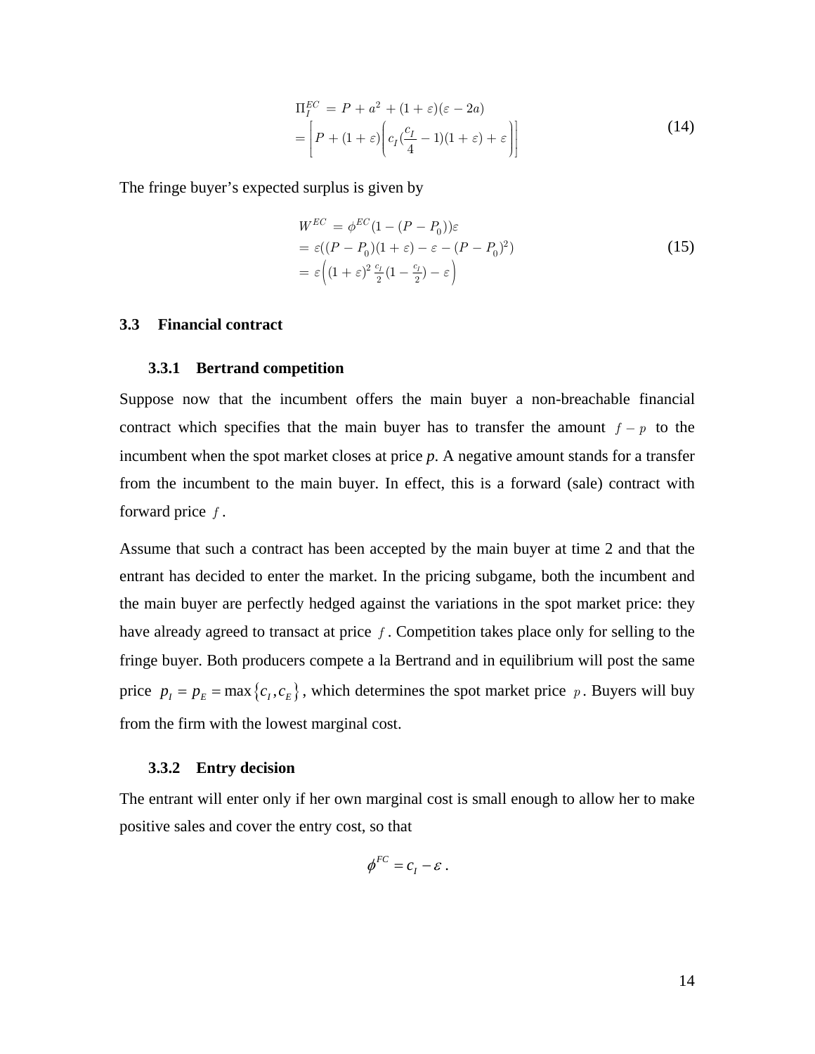$$
\begin{aligned}
\Pi_I^{EC} &= P + a^2 + (1+\varepsilon)(\varepsilon - 2a) \\
&= \left[ P + (1+\varepsilon)\left( c_I(\frac{c_I}{4} - 1)(1+\varepsilon) + \varepsilon \right) \right]
\end{aligned}
\tag{14}
$$

The fringe buyer's expected surplus is given by

$$
\begin{aligned}
W^{EC} &= \phi^{EC}(1 - (P - P_0))\varepsilon \\
&= \varepsilon((P - P_0)(1+\varepsilon) - \varepsilon - (P - P_0)^2) \\
&= \varepsilon\left( (1+\varepsilon)^2 \tfrac{c_I}{2}(1 - \tfrac{c_I}{2}) - \varepsilon \right)
\end{aligned}
\tag{15}
$$

## 3.3 Financial contract

### 3.3.1 Bertrand competition

Suppose now that the incumbent offers the main buyer a non-breachable financial contract which specifies that the main buyer has to transfer the amount $f - p$ to the incumbent when the spot market closes at price **p**. A negative amount stands for a transfer from the incumbent to the main buyer. In effect, this is a forward (sale) contract with forward price $f$.

Assume that such a contract has been accepted by the main buyer at time 2 and that the entrant has decided to enter the market. In the pricing subgame, both the incumbent and the main buyer are perfectly hedged against the variations in the spot market price: they have already agreed to transact at price $f$. Competition takes place only for selling to the fringe buyer. Both producers compete a la Bertrand and in equilibrium will post the same price $p_I = p_E = \max\{c_I, c_E\}$, which determines the spot market price $p$. Buyers will buy from the firm with the lowest marginal cost.

### 3.3.2 Entry decision

The entrant will enter only if her own marginal cost is small enough to allow her to make positive sales and cover the entry cost, so that

$$
\phi^{FC} = c_I - \varepsilon \, .
$$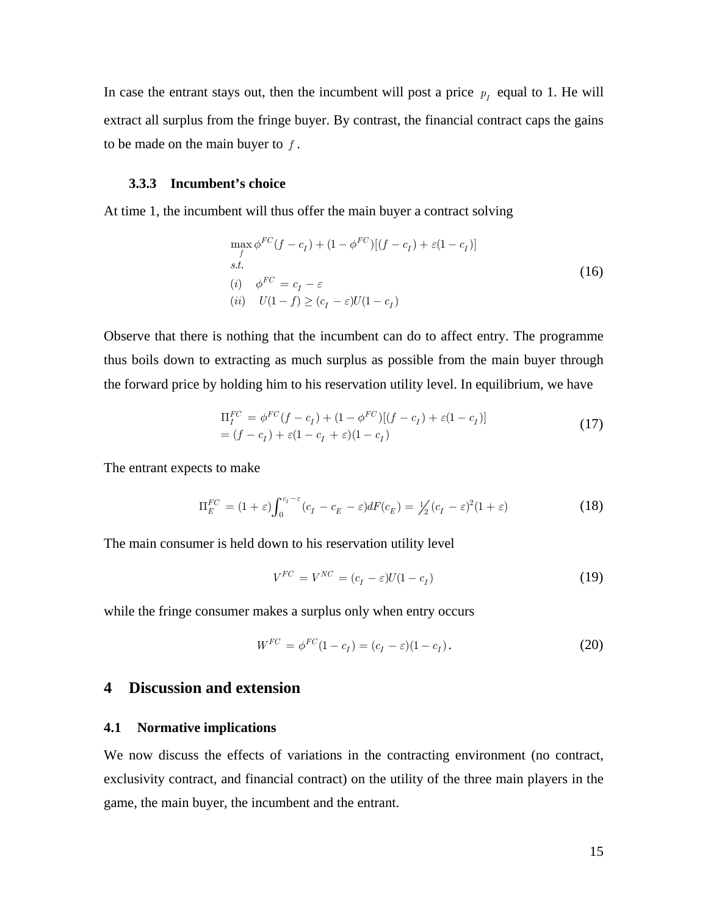In case the entrant stays out, then the incumbent will post a price $p_I$ equal to 1. He will extract all surplus from the fringe buyer. By contrast, the financial contract caps the gains to be made on the main buyer to $f$.

### 3.3.3 Incumbent's choice

At time 1, the incumbent will thus offer the main buyer a contract solving

$$
\begin{aligned}
&\max_{f} \phi^{FC}(f - c_I) + (1 - \phi^{FC})[(f - c_I) + \varepsilon(1 - c_I)] \\
&s.t. \\
&(i) \quad \phi^{FC} = c_I - \varepsilon \\
&(ii) \quad U(1 - f) \geq (c_I - \varepsilon)U(1 - c_I)
\end{aligned}
\tag{16}
$$

Observe that there is nothing that the incumbent can do to affect entry. The programme thus boils down to extracting as much surplus as possible from the main buyer through the forward price by holding him to his reservation utility level. In equilibrium, we have

$$
\begin{aligned}
\Pi_I^{FC} &= \phi^{FC}(f - c_I) + (1 - \phi^{FC})[(f - c_I) + \varepsilon(1 - c_I)] \\
&= (f - c_I) + \varepsilon(1 - c_I + \varepsilon)(1 - c_I)
\end{aligned}
\tag{17}
$$

The entrant expects to make

$$
\Pi_E^{FC} = (1 + \varepsilon)\int_0^{c_I - \varepsilon}(c_I - c_E - \varepsilon)dF(c_E) = \tfrac{1}{2}(c_I - \varepsilon)^2(1 + \varepsilon) \tag{18}
$$

The main consumer is held down to his reservation utility level

$$
V^{FC} = V^{NC} = (c_I - \varepsilon)U(1 - c_I) \tag{19}
$$

while the fringe consumer makes a surplus only when entry occurs

$$
W^{FC} = \phi^{FC}(1 - c_I) = (c_I - \varepsilon)(1 - c_I). \tag{20}
$$

# 4 Discussion and extension

## 4.1 Normative implications

We now discuss the effects of variations in the contracting environment (no contract, exclusivity contract, and financial contract) on the utility of the three main players in the game, the main buyer, the incumbent and the entrant.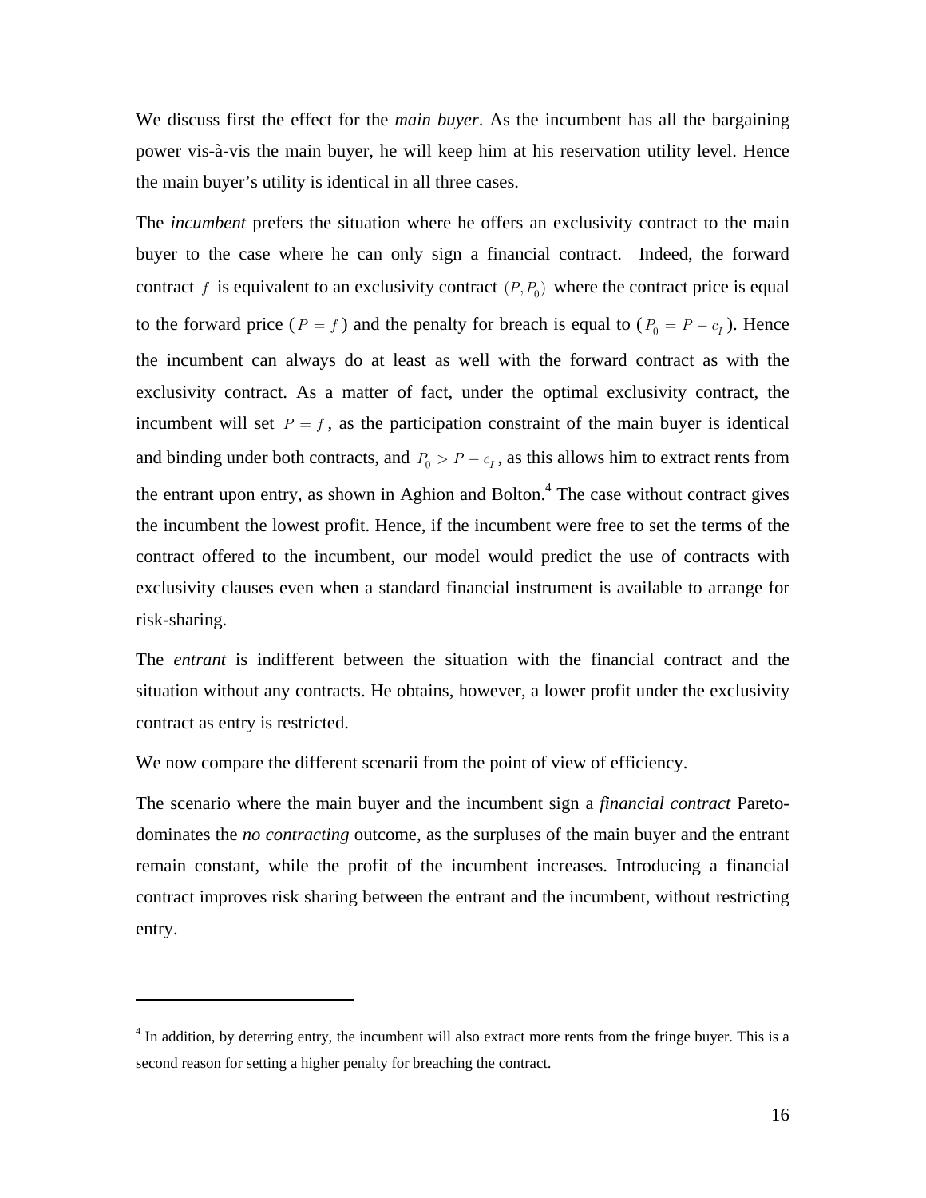We discuss first the effect for the *main buyer*. As the incumbent has all the bargaining power vis-à-vis the main buyer, he will keep him at his reservation utility level. Hence the main buyer's utility is identical in all three cases.

The *incumbent* prefers the situation where he offers an exclusivity contract to the main buyer to the case where he can only sign a financial contract. Indeed, the forward contract $f$ is equivalent to an exclusivity contract $(P, P_0)$ where the contract price is equal to the forward price ($P = f$) and the penalty for breach is equal to ($P_0 = P - c_I$). Hence the incumbent can always do at least as well with the forward contract as with the exclusivity contract. As a matter of fact, under the optimal exclusivity contract, the incumbent will set $P = f$, as the participation constraint of the main buyer is identical and binding under both contracts, and $P_0 > P - c_I$, as this allows him to extract rents from the entrant upon entry, as shown in Aghion and Bolton.[4] The case without contract gives the incumbent the lowest profit. Hence, if the incumbent were free to set the terms of the contract offered to the incumbent, our model would predict the use of contracts with exclusivity clauses even when a standard financial instrument is available to arrange for risk-sharing.

The *entrant* is indifferent between the situation with the financial contract and the situation without any contracts. He obtains, however, a lower profit under the exclusivity contract as entry is restricted.

We now compare the different scenarii from the point of view of efficiency.

The scenario where the main buyer and the incumbent sign a *financial contract* Pareto-dominates the *no contracting* outcome, as the surpluses of the main buyer and the entrant remain constant, while the profit of the incumbent increases. Introducing a financial contract improves risk sharing between the entrant and the incumbent, without restricting entry.

---

[4] In addition, by deterring entry, the incumbent will also extract more rents from the fringe buyer. This is a second reason for setting a higher penalty for breaching the contract.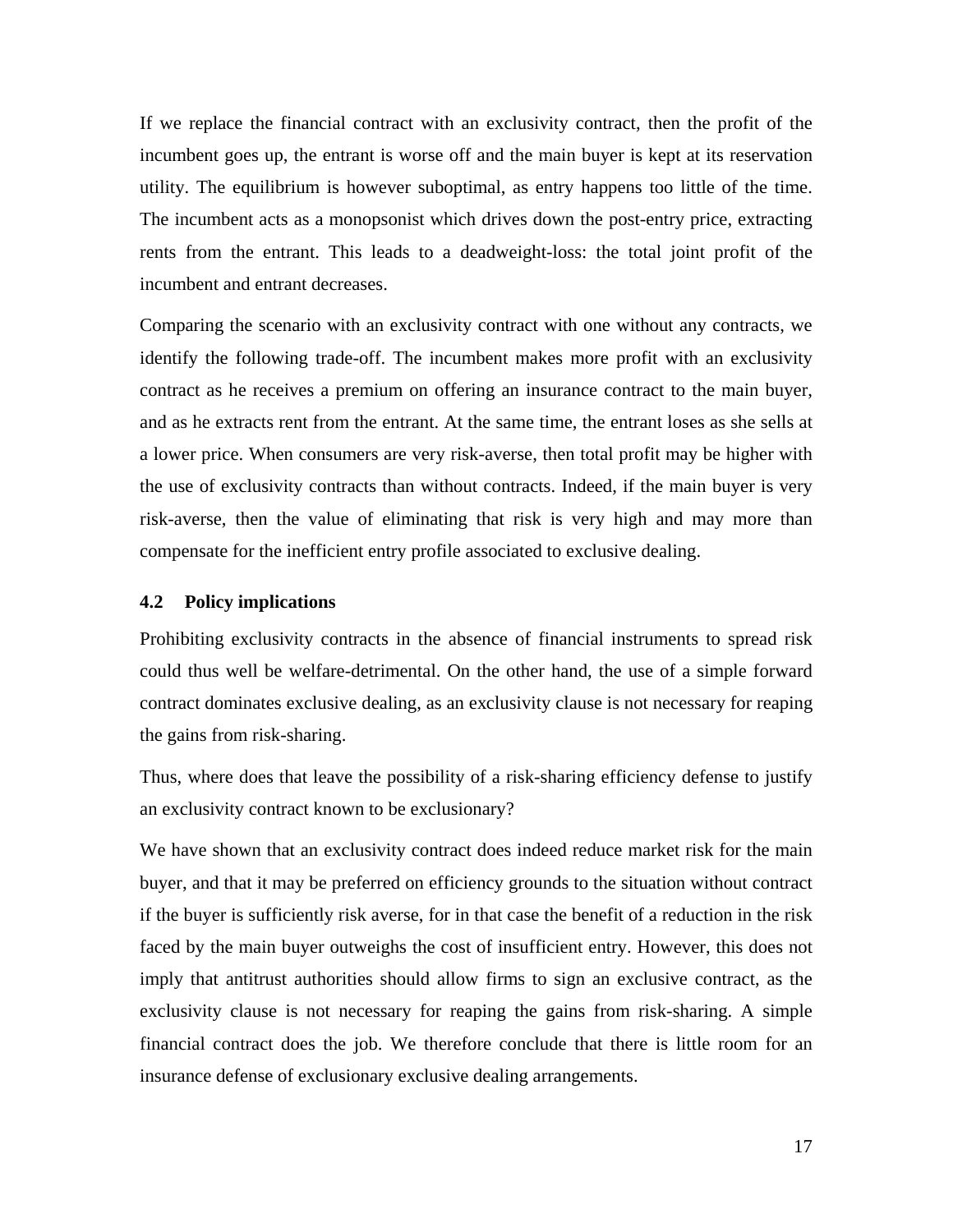If we replace the financial contract with an exclusivity contract, then the profit of the incumbent goes up, the entrant is worse off and the main buyer is kept at its reservation utility. The equilibrium is however suboptimal, as entry happens too little of the time. The incumbent acts as a monopsonist which drives down the post-entry price, extracting rents from the entrant. This leads to a deadweight-loss: the total joint profit of the incumbent and entrant decreases.

Comparing the scenario with an exclusivity contract with one without any contracts, we identify the following trade-off. The incumbent makes more profit with an exclusivity contract as he receives a premium on offering an insurance contract to the main buyer, and as he extracts rent from the entrant. At the same time, the entrant loses as she sells at a lower price. When consumers are very risk-averse, then total profit may be higher with the use of exclusivity contracts than without contracts. Indeed, if the main buyer is very risk-averse, then the value of eliminating that risk is very high and may more than compensate for the inefficient entry profile associated to exclusive dealing.

### 4.2 Policy implications

Prohibiting exclusivity contracts in the absence of financial instruments to spread risk could thus well be welfare-detrimental. On the other hand, the use of a simple forward contract dominates exclusive dealing, as an exclusivity clause is not necessary for reaping the gains from risk-sharing.

Thus, where does that leave the possibility of a risk-sharing efficiency defense to justify an exclusivity contract known to be exclusionary?

We have shown that an exclusivity contract does indeed reduce market risk for the main buyer, and that it may be preferred on efficiency grounds to the situation without contract if the buyer is sufficiently risk averse, for in that case the benefit of a reduction in the risk faced by the main buyer outweighs the cost of insufficient entry. However, this does not imply that antitrust authorities should allow firms to sign an exclusive contract, as the exclusivity clause is not necessary for reaping the gains from risk-sharing. A simple financial contract does the job. We therefore conclude that there is little room for an insurance defense of exclusionary exclusive dealing arrangements.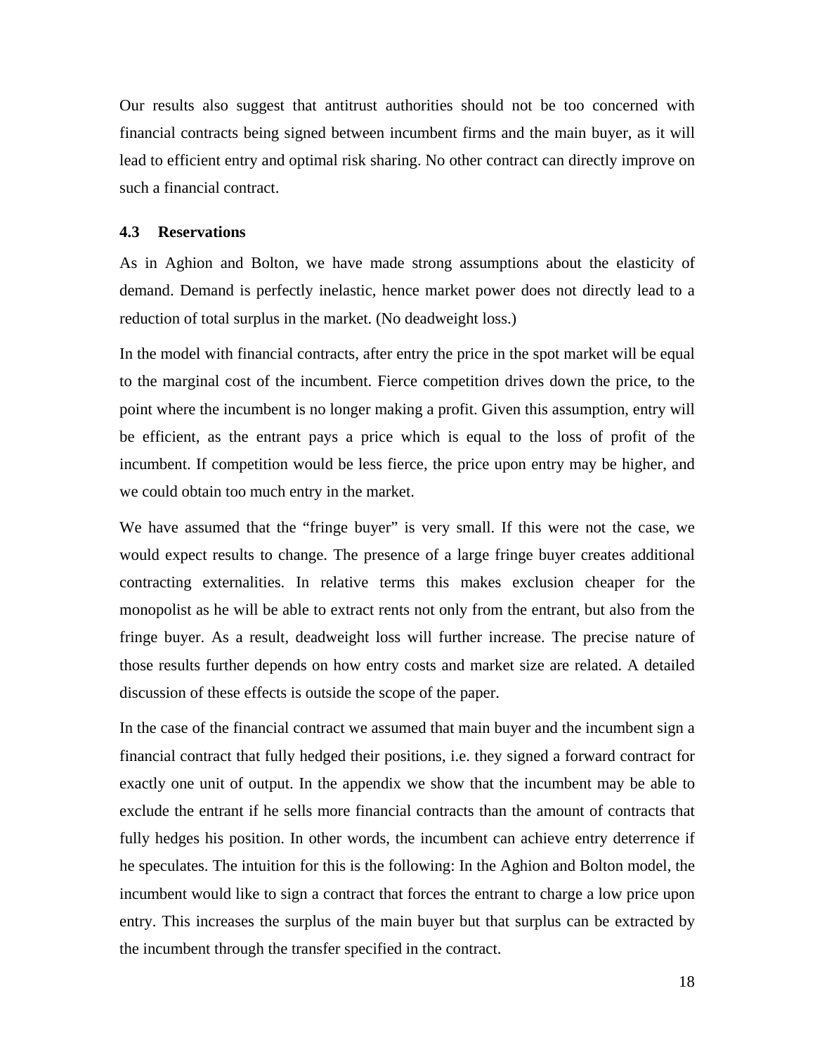Our results also suggest that antitrust authorities should not be too concerned with financial contracts being signed between incumbent firms and the main buyer, as it will lead to efficient entry and optimal risk sharing. No other contract can directly improve on such a financial contract.

### 4.3 Reservations

As in Aghion and Bolton, we have made strong assumptions about the elasticity of demand. Demand is perfectly inelastic, hence market power does not directly lead to a reduction of total surplus in the market. (No deadweight loss.)

In the model with financial contracts, after entry the price in the spot market will be equal to the marginal cost of the incumbent. Fierce competition drives down the price, to the point where the incumbent is no longer making a profit. Given this assumption, entry will be efficient, as the entrant pays a price which is equal to the loss of profit of the incumbent. If competition would be less fierce, the price upon entry may be higher, and we could obtain too much entry in the market.

We have assumed that the "fringe buyer" is very small. If this were not the case, we would expect results to change. The presence of a large fringe buyer creates additional contracting externalities. In relative terms this makes exclusion cheaper for the monopolist as he will be able to extract rents not only from the entrant, but also from the fringe buyer. As a result, deadweight loss will further increase. The precise nature of those results further depends on how entry costs and market size are related. A detailed discussion of these effects is outside the scope of the paper.

In the case of the financial contract we assumed that main buyer and the incumbent sign a financial contract that fully hedged their positions, i.e. they signed a forward contract for exactly one unit of output. In the appendix we show that the incumbent may be able to exclude the entrant if he sells more financial contracts than the amount of contracts that fully hedges his position. In other words, the incumbent can achieve entry deterrence if he speculates. The intuition for this is the following: In the Aghion and Bolton model, the incumbent would like to sign a contract that forces the entrant to charge a low price upon entry. This increases the surplus of the main buyer but that surplus can be extracted by the incumbent through the transfer specified in the contract.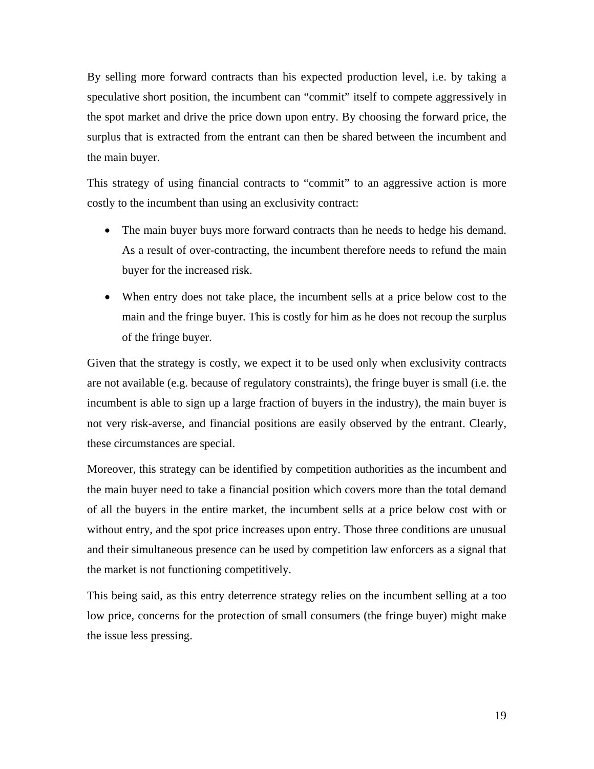By selling more forward contracts than his expected production level, i.e. by taking a speculative short position, the incumbent can "commit" itself to compete aggressively in the spot market and drive the price down upon entry. By choosing the forward price, the surplus that is extracted from the entrant can then be shared between the incumbent and the main buyer.

This strategy of using financial contracts to "commit" to an aggressive action is more costly to the incumbent than using an exclusivity contract:

- The main buyer buys more forward contracts than he needs to hedge his demand. As a result of over-contracting, the incumbent therefore needs to refund the main buyer for the increased risk.
- When entry does not take place, the incumbent sells at a price below cost to the main and the fringe buyer. This is costly for him as he does not recoup the surplus of the fringe buyer.

Given that the strategy is costly, we expect it to be used only when exclusivity contracts are not available (e.g. because of regulatory constraints), the fringe buyer is small (i.e. the incumbent is able to sign up a large fraction of buyers in the industry), the main buyer is not very risk-averse, and financial positions are easily observed by the entrant. Clearly, these circumstances are special.

Moreover, this strategy can be identified by competition authorities as the incumbent and the main buyer need to take a financial position which covers more than the total demand of all the buyers in the entire market, the incumbent sells at a price below cost with or without entry, and the spot price increases upon entry. Those three conditions are unusual and their simultaneous presence can be used by competition law enforcers as a signal that the market is not functioning competitively.

This being said, as this entry deterrence strategy relies on the incumbent selling at a too low price, concerns for the protection of small consumers (the fringe buyer) might make the issue less pressing.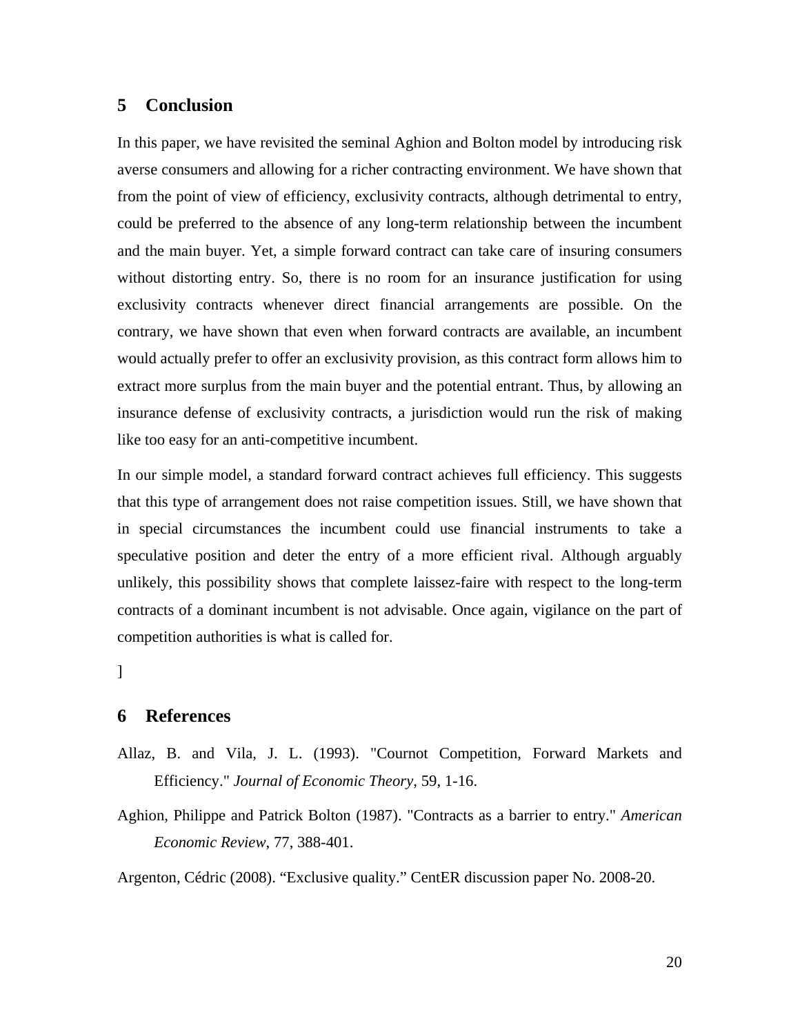## 5 Conclusion

In this paper, we have revisited the seminal Aghion and Bolton model by introducing risk averse consumers and allowing for a richer contracting environment. We have shown that from the point of view of efficiency, exclusivity contracts, although detrimental to entry, could be preferred to the absence of any long-term relationship between the incumbent and the main buyer. Yet, a simple forward contract can take care of insuring consumers without distorting entry. So, there is no room for an insurance justification for using exclusivity contracts whenever direct financial arrangements are possible. On the contrary, we have shown that even when forward contracts are available, an incumbent would actually prefer to offer an exclusivity provision, as this contract form allows him to extract more surplus from the main buyer and the potential entrant. Thus, by allowing an insurance defense of exclusivity contracts, a jurisdiction would run the risk of making like too easy for an anti-competitive incumbent.

In our simple model, a standard forward contract achieves full efficiency. This suggests that this type of arrangement does not raise competition issues. Still, we have shown that in special circumstances the incumbent could use financial instruments to take a speculative position and deter the entry of a more efficient rival. Although arguably unlikely, this possibility shows that complete laissez-faire with respect to the long-term contracts of a dominant incumbent is not advisable. Once again, vigilance on the part of competition authorities is what is called for.

]

## 6 References

Allaz, B. and Vila, J. L. (1993). "Cournot Competition, Forward Markets and Efficiency." *Journal of Economic Theory*, 59, 1-16.

Aghion, Philippe and Patrick Bolton (1987). "Contracts as a barrier to entry." *American Economic Review*, 77, 388-401.

Argenton, Cédric (2008). "Exclusive quality." CentER discussion paper No. 2008-20.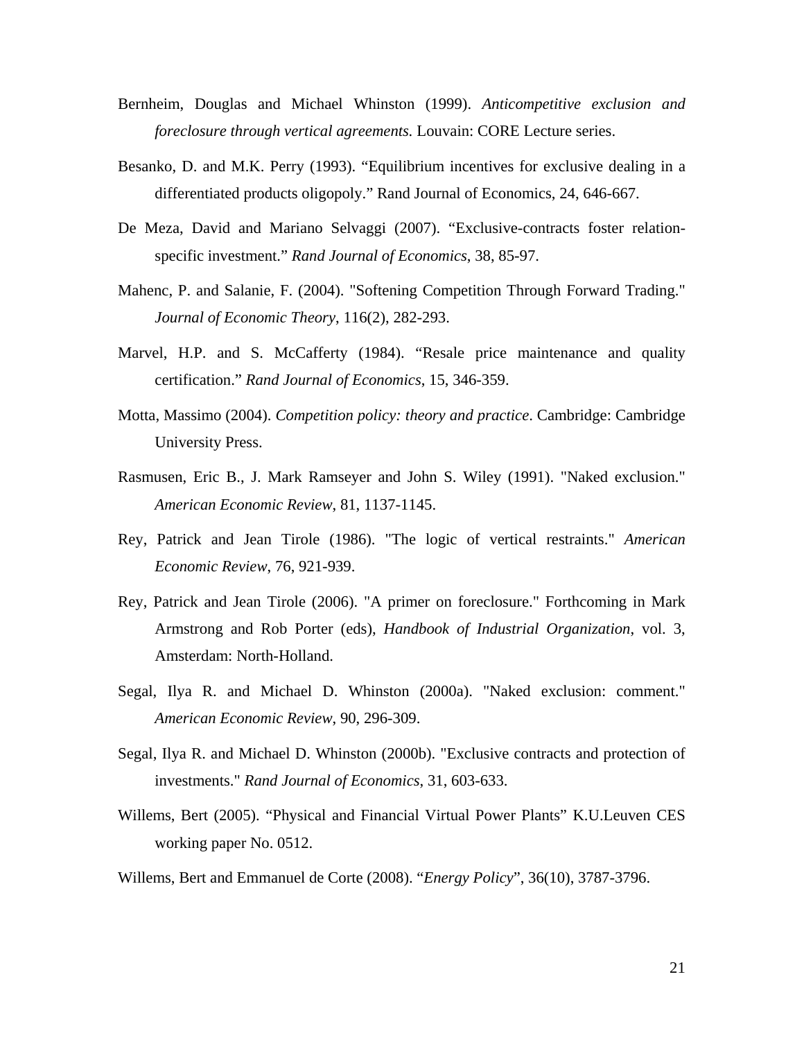Bernheim, Douglas and Michael Whinston (1999). *Anticompetitive exclusion and foreclosure through vertical agreements.* Louvain: CORE Lecture series.

Besanko, D. and M.K. Perry (1993). "Equilibrium incentives for exclusive dealing in a differentiated products oligopoly." Rand Journal of Economics, 24, 646-667.

De Meza, David and Mariano Selvaggi (2007). "Exclusive-contracts foster relation-specific investment." *Rand Journal of Economics*, 38, 85-97.

Mahenc, P. and Salanie, F. (2004). "Softening Competition Through Forward Trading." *Journal of Economic Theory*, 116(2), 282-293.

Marvel, H.P. and S. McCafferty (1984). "Resale price maintenance and quality certification." *Rand Journal of Economics*, 15, 346-359.

Motta, Massimo (2004). *Competition policy: theory and practice*. Cambridge: Cambridge University Press.

Rasmusen, Eric B., J. Mark Ramseyer and John S. Wiley (1991). "Naked exclusion." *American Economic Review*, 81, 1137-1145.

Rey, Patrick and Jean Tirole (1986). "The logic of vertical restraints." *American Economic Review*, 76, 921-939.

Rey, Patrick and Jean Tirole (2006). "A primer on foreclosure." Forthcoming in Mark Armstrong and Rob Porter (eds), *Handbook of Industrial Organization*, vol. 3, Amsterdam: North-Holland.

Segal, Ilya R. and Michael D. Whinston (2000a). "Naked exclusion: comment." *American Economic Review*, 90, 296-309.

Segal, Ilya R. and Michael D. Whinston (2000b). "Exclusive contracts and protection of investments." *Rand Journal of Economics*, 31, 603-633.

Willems, Bert (2005). "Physical and Financial Virtual Power Plants" K.U.Leuven CES working paper No. 0512.

Willems, Bert and Emmanuel de Corte (2008). "*Energy Policy*", 36(10), 3787-3796.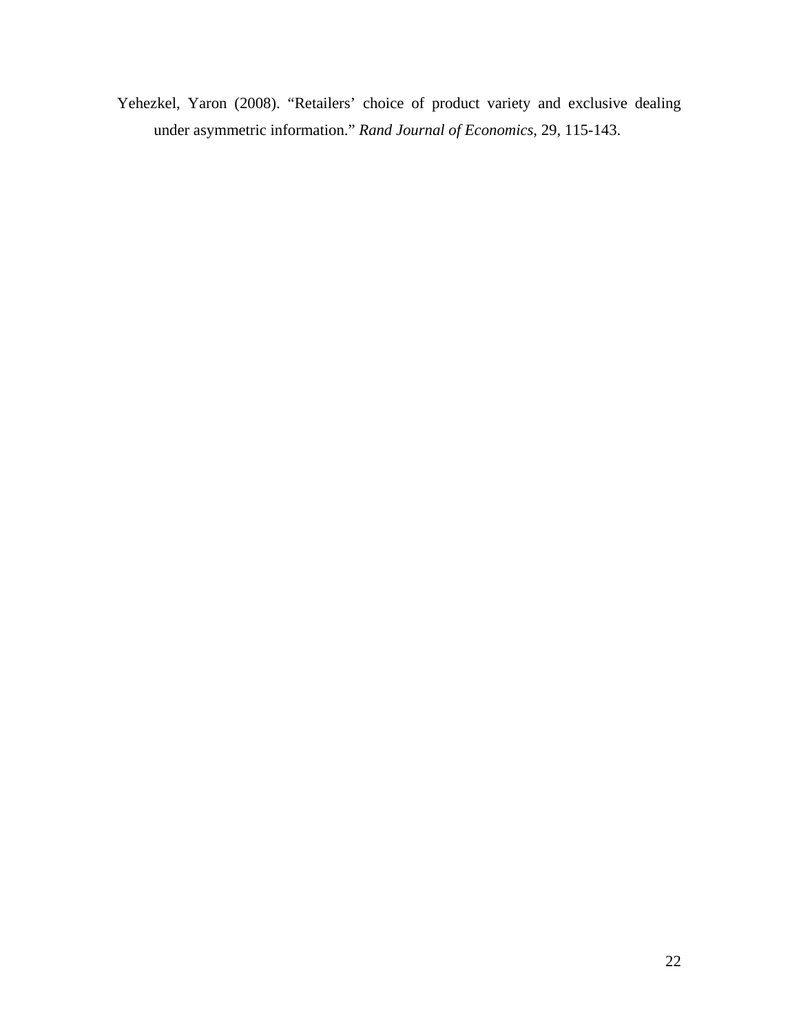Yehezkel, Yaron (2008). "Retailers' choice of product variety and exclusive dealing under asymmetric information." *Rand Journal of Economics*, 29, 115-143.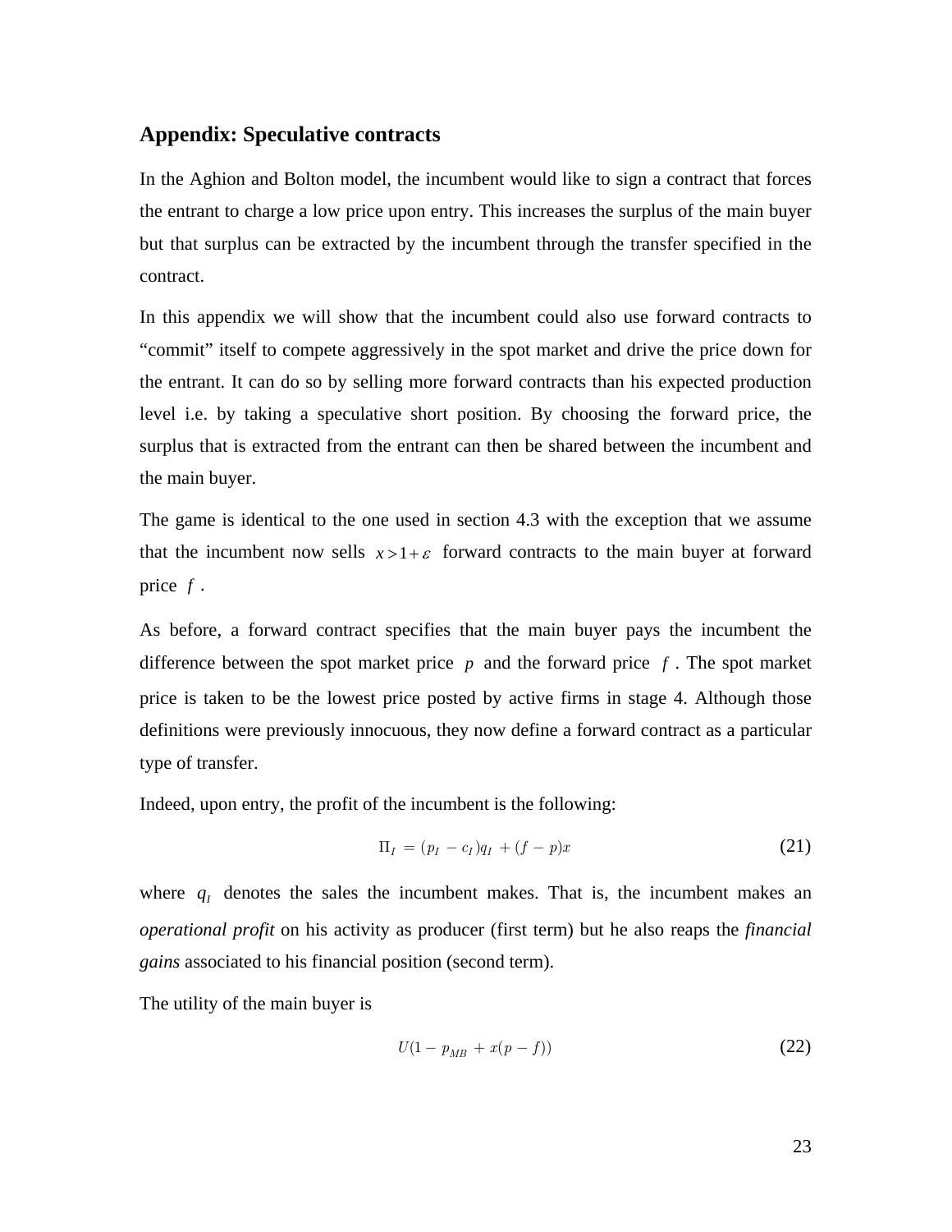## Appendix: Speculative contracts

In the Aghion and Bolton model, the incumbent would like to sign a contract that forces the entrant to charge a low price upon entry. This increases the surplus of the main buyer but that surplus can be extracted by the incumbent through the transfer specified in the contract.

In this appendix we will show that the incumbent could also use forward contracts to "commit" itself to compete aggressively in the spot market and drive the price down for the entrant. It can do so by selling more forward contracts than his expected production level i.e. by taking a speculative short position. By choosing the forward price, the surplus that is extracted from the entrant can then be shared between the incumbent and the main buyer.

The game is identical to the one used in section 4.3 with the exception that we assume that the incumbent now sells $x > 1 + \varepsilon$ forward contracts to the main buyer at forward price $f$.

As before, a forward contract specifies that the main buyer pays the incumbent the difference between the spot market price $p$ and the forward price $f$. The spot market price is taken to be the lowest price posted by active firms in stage 4. Although those definitions were previously innocuous, they now define a forward contract as a particular type of transfer.

Indeed, upon entry, the profit of the incumbent is the following:

$$\Pi_I = (p_I - c_I)q_I + (f - p)x \tag{21}$$

where $q_I$ denotes the sales the incumbent makes. That is, the incumbent makes an *operational profit* on his activity as producer (first term) but he also reaps the *financial gains* associated to his financial position (second term).

The utility of the main buyer is

$$U(1 - p_{MB} + x(p - f)) \tag{22}$$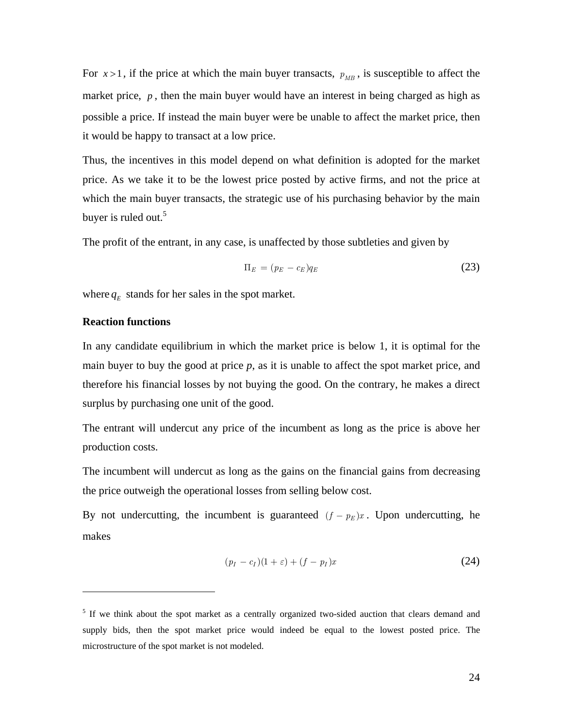For $x > 1$, if the price at which the main buyer transacts, $p_{MB}$, is susceptible to affect the market price, $p$, then the main buyer would have an interest in being charged as high as possible a price. If instead the main buyer were be unable to affect the market price, then it would be happy to transact at a low price.

Thus, the incentives in this model depend on what definition is adopted for the market price. As we take it to be the lowest price posted by active firms, and not the price at which the main buyer transacts, the strategic use of his purchasing behavior by the main buyer is ruled out.[5]

The profit of the entrant, in any case, is unaffected by those subtleties and given by

$$\Pi_E = (p_E - c_E)q_E \tag{23}$$

where $q_E$ stands for her sales in the spot market.

**Reaction functions**

In any candidate equilibrium in which the market price is below 1, it is optimal for the main buyer to buy the good at price $p$, as it is unable to affect the spot market price, and therefore his financial losses by not buying the good. On the contrary, he makes a direct surplus by purchasing one unit of the good.

The entrant will undercut any price of the incumbent as long as the price is above her production costs.

The incumbent will undercut as long as the gains on the financial gains from decreasing the price outweigh the operational losses from selling below cost.

By not undercutting, the incumbent is guaranteed $(f - p_E)x$. Upon undercutting, he makes

$$(p_I - c_I)(1 + \varepsilon) + (f - p_I)x \tag{24}$$

[5] If we think about the spot market as a centrally organized two-sided auction that clears demand and supply bids, then the spot market price would indeed be equal to the lowest posted price. The microstructure of the spot market is not modeled.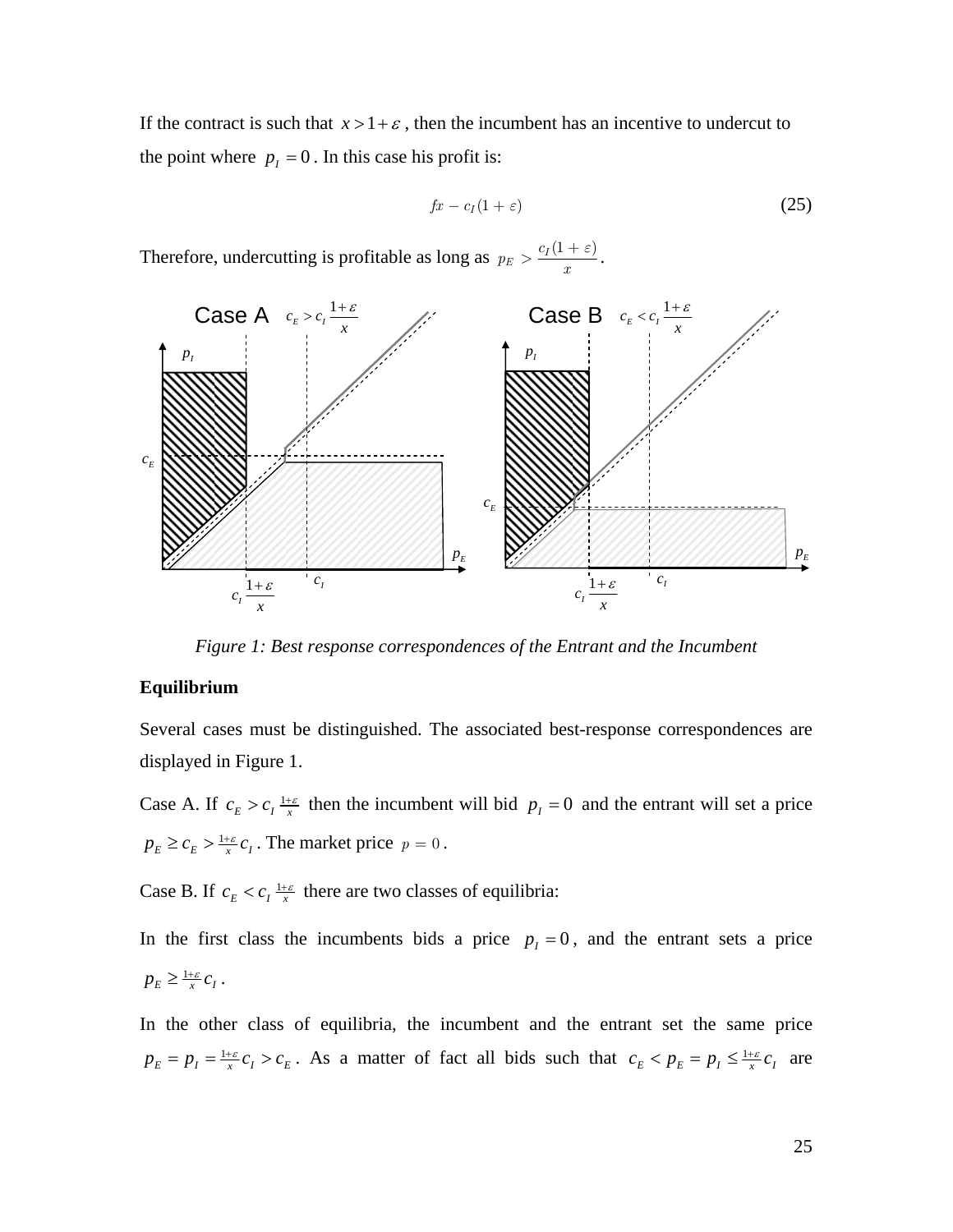If the contract is such that $x > 1+\varepsilon$, then the incumbent has an incentive to undercut to the point where $p_I = 0$. In this case his profit is:

$$fx - c_I(1+\varepsilon) \tag{25}$$

Therefore, undercutting is profitable as long as $p_E > \frac{c_I(1+\varepsilon)}{x}$.

Case A $c_E > c_I \frac{1+\varepsilon}{x}$

Case B $c_E < c_I \frac{1+\varepsilon}{x}$

$p_I$

$c_E$

$p_E$

$c_I$

$c_I \frac{1+\varepsilon}{x}$

*Figure 1: Best response correspondences of the Entrant and the Incumbent*

**Equilibrium**

Several cases must be distinguished. The associated best-response correspondences are displayed in Figure 1.

Case A. If $c_E > c_I \frac{1+\varepsilon}{x}$ then the incumbent will bid $p_I = 0$ and the entrant will set a price $p_E \geq c_E > \frac{1+\varepsilon}{x} c_I$. The market price $p = 0$.

Case B. If $c_E < c_I \frac{1+\varepsilon}{x}$ there are two classes of equilibria:

In the first class the incumbents bids a price $p_I = 0$, and the entrant sets a price $p_E \geq \frac{1+\varepsilon}{x} c_I$.

In the other class of equilibria, the incumbent and the entrant set the same price $p_E = p_I = \frac{1+\varepsilon}{x} c_I > c_E$. As a matter of fact all bids such that $c_E < p_E = p_I \leq \frac{1+\varepsilon}{x} c_I$ are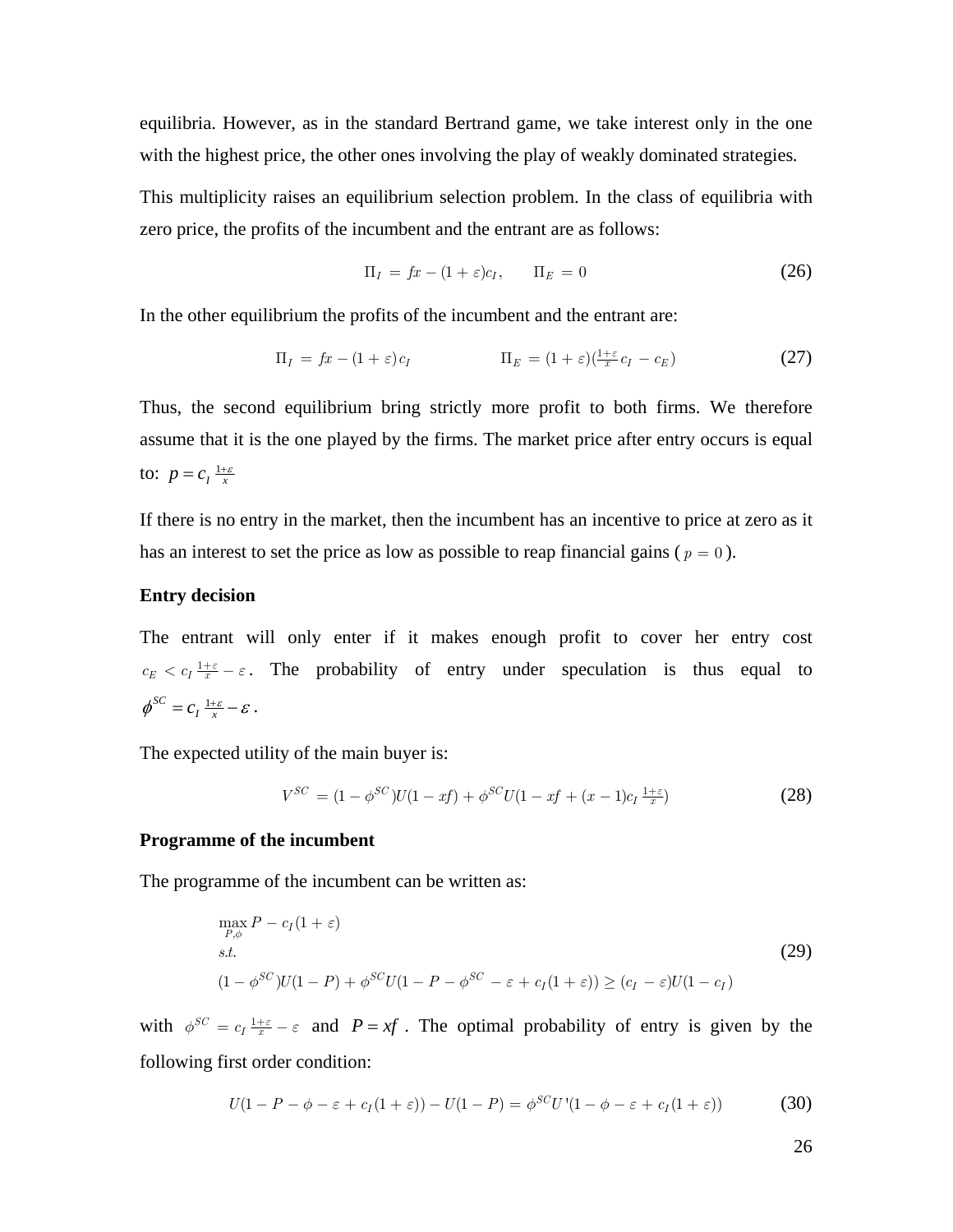equilibria. However, as in the standard Bertrand game, we take interest only in the one with the highest price, the other ones involving the play of weakly dominated strategies.

This multiplicity raises an equilibrium selection problem. In the class of equilibria with zero price, the profits of the incumbent and the entrant are as follows:

$$\Pi_I = fx - (1+\varepsilon)c_I, \qquad \Pi_E = 0 \tag{26}$$

In the other equilibrium the profits of the incumbent and the entrant are:

$$\Pi_I = fx - (1+\varepsilon)c_I \qquad\qquad \Pi_E = (1+\varepsilon)(\tfrac{1+\varepsilon}{x}c_I - c_E) \tag{27}$$

Thus, the second equilibrium bring strictly more profit to both firms. We therefore assume that it is the one played by the firms. The market price after entry occurs is equal to: $p = c_I \frac{1+\varepsilon}{x}$

If there is no entry in the market, then the incumbent has an incentive to price at zero as it has an interest to set the price as low as possible to reap financial gains ( $p = 0$ ).

**Entry decision**

The entrant will only enter if it makes enough profit to cover her entry cost $c_E < c_I \frac{1+\varepsilon}{x} - \varepsilon$. The probability of entry under speculation is thus equal to $\phi^{SC} = c_I \frac{1+\varepsilon}{x} - \varepsilon$.

The expected utility of the main buyer is:

$$V^{SC} = (1-\phi^{SC})U(1-xf) + \phi^{SC}U(1 - xf + (x-1)c_I \tfrac{1+\varepsilon}{x}) \tag{28}$$

**Programme of the incumbent**

The programme of the incumbent can be written as:

$$\begin{aligned}
&\max_{P,\phi} P - c_I(1+\varepsilon) \\
&s.t. \\
&(1-\phi^{SC})U(1-P) + \phi^{SC}U(1 - P - \phi^{SC} - \varepsilon + c_I(1+\varepsilon)) \geq (c_I - \varepsilon)U(1-c_I)
\end{aligned} \tag{29}$$

with $\phi^{SC} = c_I \frac{1+\varepsilon}{x} - \varepsilon$ and $P = xf$. The optimal probability of entry is given by the following first order condition:

$$U(1 - P - \phi - \varepsilon + c_I(1+\varepsilon)) - U(1-P) = \phi^{SC}U'(1 - \phi - \varepsilon + c_I(1+\varepsilon)) \tag{30}$$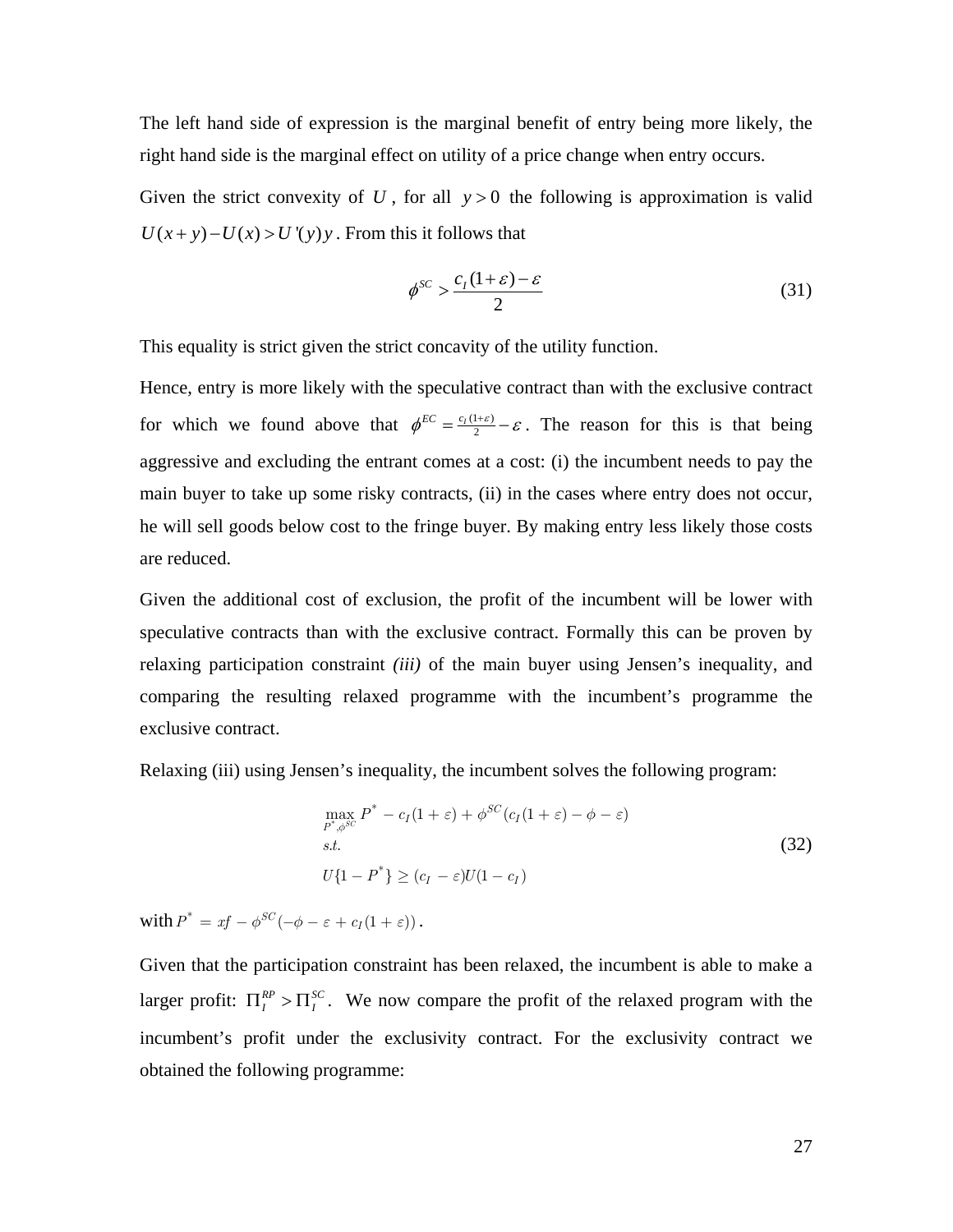The left hand side of expression is the marginal benefit of entry being more likely, the right hand side is the marginal effect on utility of a price change when entry occurs.

Given the strict convexity of $U$, for all $y > 0$ the following is approximation is valid $U(x+y) - U(x) > U'(y)y$. From this it follows that

$$\phi^{SC} > \frac{c_I(1+\varepsilon) - \varepsilon}{2} \tag{31}$$

This equality is strict given the strict concavity of the utility function.

Hence, entry is more likely with the speculative contract than with the exclusive contract for which we found above that $\phi^{EC} = \frac{c_I(1+\varepsilon)}{2} - \varepsilon$. The reason for this is that being aggressive and excluding the entrant comes at a cost: (i) the incumbent needs to pay the main buyer to take up some risky contracts, (ii) in the cases where entry does not occur, he will sell goods below cost to the fringe buyer. By making entry less likely those costs are reduced.

Given the additional cost of exclusion, the profit of the incumbent will be lower with speculative contracts than with the exclusive contract. Formally this can be proven by relaxing participation constraint *(iii)* of the main buyer using Jensen's inequality, and comparing the resulting relaxed programme with the incumbent's programme the exclusive contract.

Relaxing (iii) using Jensen's inequality, the incumbent solves the following program:

$$\begin{aligned} &\max_{P^*, \phi^{SC}} P^* - c_I(1+\varepsilon) + \phi^{SC}(c_I(1+\varepsilon) - \phi - \varepsilon) \\ &s.t. \\ &U\{1 - P^*\} \geq (c_I - \varepsilon)U(1 - c_I) \end{aligned} \tag{32}$$

with $P^* = xf - \phi^{SC}(-\phi - \varepsilon + c_I(1+\varepsilon))$.

Given that the participation constraint has been relaxed, the incumbent is able to make a larger profit: $\Pi_I^{RP} > \Pi_I^{SC}$. We now compare the profit of the relaxed program with the incumbent's profit under the exclusivity contract. For the exclusivity contract we obtained the following programme: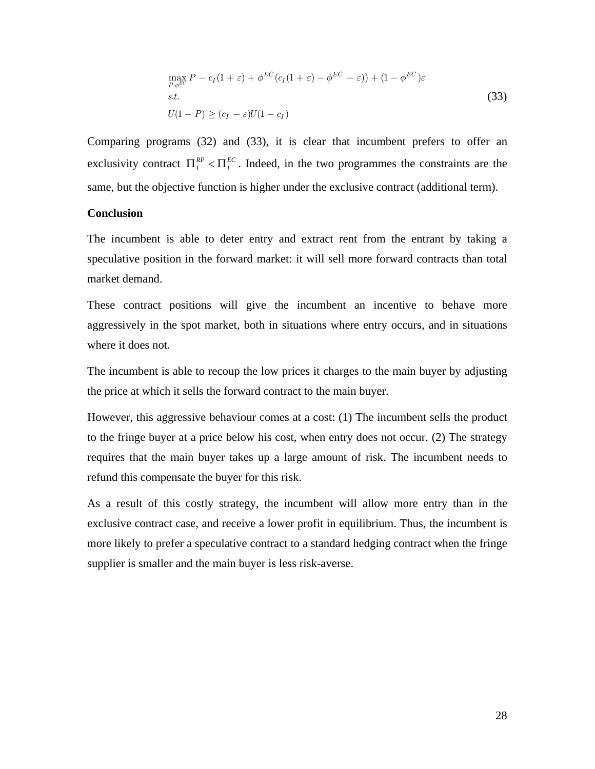$$
\begin{aligned}
&\max_{P,\phi^{EC}} P - c_I(1+\varepsilon) + \phi^{EC}(c_I(1+\varepsilon) - \phi^{EC} - \varepsilon)) + (1-\phi^{EC})\varepsilon \\
&s.t. \\
&U(1-P) \geq (c_I - \varepsilon)U(1-c_I)
\end{aligned}
\tag{33}
$$

Comparing programs (32) and (33), it is clear that incumbent prefers to offer an exclusivity contract $\Pi_I^{RP} < \Pi_I^{EC}$. Indeed, in the two programmes the constraints are the same, but the objective function is higher under the exclusive contract (additional term).

**Conclusion**

The incumbent is able to deter entry and extract rent from the entrant by taking a speculative position in the forward market: it will sell more forward contracts than total market demand.

These contract positions will give the incumbent an incentive to behave more aggressively in the spot market, both in situations where entry occurs, and in situations where it does not.

The incumbent is able to recoup the low prices it charges to the main buyer by adjusting the price at which it sells the forward contract to the main buyer.

However, this aggressive behaviour comes at a cost: (1) The incumbent sells the product to the fringe buyer at a price below his cost, when entry does not occur. (2) The strategy requires that the main buyer takes up a large amount of risk. The incumbent needs to refund this compensate the buyer for this risk.

As a result of this costly strategy, the incumbent will allow more entry than in the exclusive contract case, and receive a lower profit in equilibrium. Thus, the incumbent is more likely to prefer a speculative contract to a standard hedging contract when the fringe supplier is smaller and the main buyer is less risk-averse.